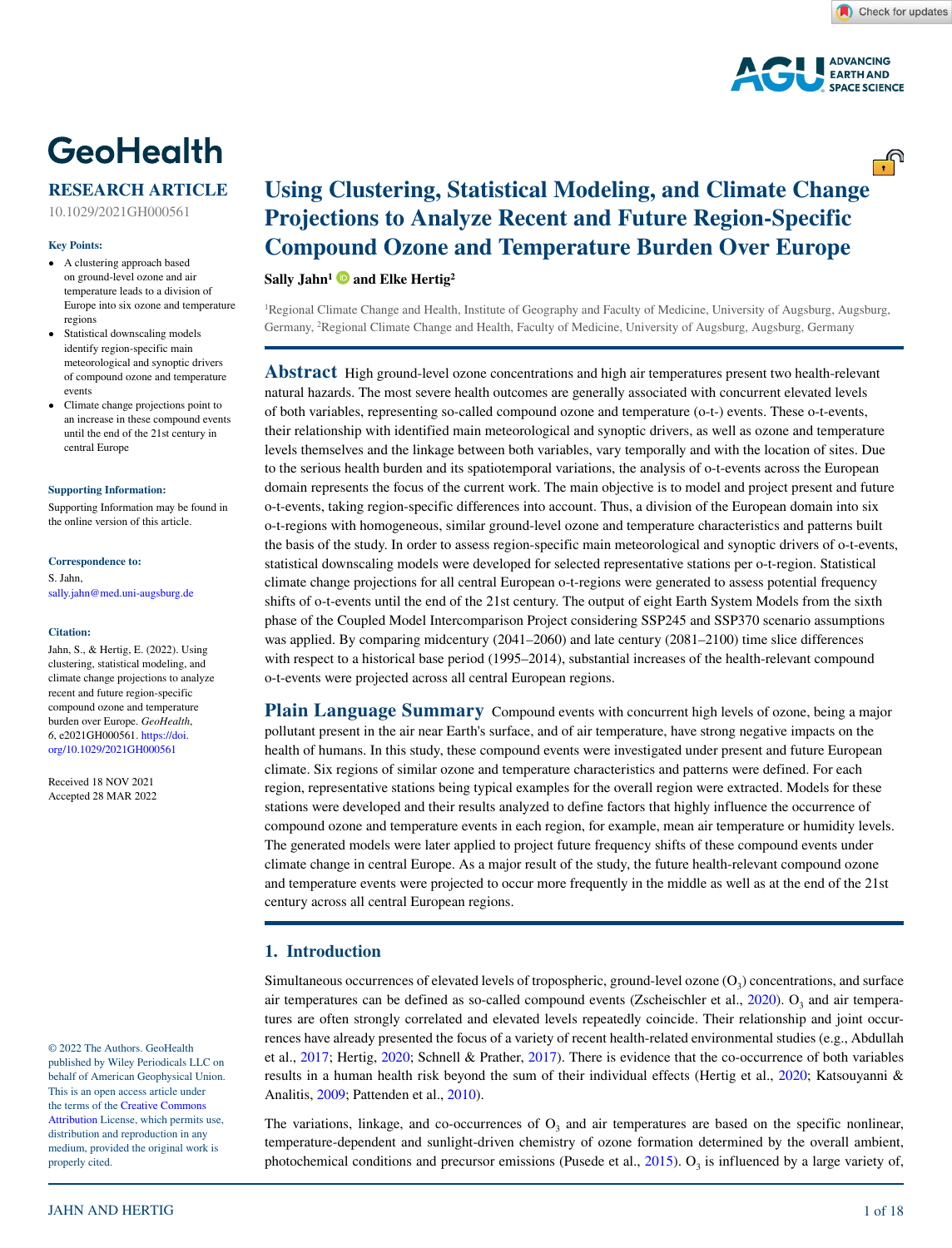GeoHealth

RESEARCH ARTICLE

10.1029/2021GH000561

**Key Points:**

- A clustering approach based on ground-level ozone and air temperature leads to a division of Europe into six ozone and temperature regions
- Statistical downscaling models identify region-specific main meteorological and synoptic drivers of compound ozone and temperature events
- Climate change projections point to an increase in these compound events until the end of the 21st century in central Europe

**Supporting Information:**

Supporting Information may be found in the online version of this article.

**Correspondence to:**

S. Jahn,
sally.jahn@med.uni-augsburg.de

**Citation:**

Jahn, S., & Hertig, E. (2022). Using clustering, statistical modeling, and climate change projections to analyze recent and future region-specific compound ozone and temperature burden over Europe. *GeoHealth*, *6*, e2021GH000561. https://doi.org/10.1029/2021GH000561

Received 18 NOV 2021
Accepted 28 MAR 2022

© 2022 The Authors. GeoHealth published by Wiley Periodicals LLC on behalf of American Geophysical Union. This is an open access article under the terms of the Creative Commons Attribution License, which permits use, distribution and reproduction in any medium, provided the original work is properly cited.

# Using Clustering, Statistical Modeling, and Climate Change Projections to Analyze Recent and Future Region-Specific Compound Ozone and Temperature Burden Over Europe

**Sally Jahn[1] and Elke Hertig[2]**

[1]Regional Climate Change and Health, Institute of Geography and Faculty of Medicine, University of Augsburg, Augsburg, Germany, [2]Regional Climate Change and Health, Faculty of Medicine, University of Augsburg, Augsburg, Germany

**Abstract** High ground-level ozone concentrations and high air temperatures present two health-relevant natural hazards. The most severe health outcomes are generally associated with concurrent elevated levels of both variables, representing so-called compound ozone and temperature (o-t-) events. These o-t-events, their relationship with identified main meteorological and synoptic drivers, as well as ozone and temperature levels themselves and the linkage between both variables, vary temporally and with the location of sites. Due to the serious health burden and its spatiotemporal variations, the analysis of o-t-events across the European domain represents the focus of the current work. The main objective is to model and project present and future o-t-events, taking region-specific differences into account. Thus, a division of the European domain into six o-t-regions with homogeneous, similar ground-level ozone and temperature characteristics and patterns built the basis of the study. In order to assess region-specific main meteorological and synoptic drivers of o-t-events, statistical downscaling models were developed for selected representative stations per o-t-region. Statistical climate change projections for all central European o-t-regions were generated to assess potential frequency shifts of o-t-events until the end of the 21st century. The output of eight Earth System Models from the sixth phase of the Coupled Model Intercomparison Project considering SSP245 and SSP370 scenario assumptions was applied. By comparing midcentury (2041–2060) and late century (2081–2100) time slice differences with respect to a historical base period (1995–2014), substantial increases of the health-relevant compound o-t-events were projected across all central European regions.

**Plain Language Summary** Compound events with concurrent high levels of ozone, being a major pollutant present in the air near Earth's surface, and of air temperature, have strong negative impacts on the health of humans. In this study, these compound events were investigated under present and future European climate. Six regions of similar ozone and temperature characteristics and patterns were defined. For each region, representative stations being typical examples for the overall region were extracted. Models for these stations were developed and their results analyzed to define factors that highly influence the occurrence of compound ozone and temperature events in each region, for example, mean air temperature or humidity levels. The generated models were later applied to project future frequency shifts of these compound events under climate change in central Europe. As a major result of the study, the future health-relevant compound ozone and temperature events were projected to occur more frequently in the middle as well as at the end of the 21st century across all central European regions.

## 1. Introduction

Simultaneous occurrences of elevated levels of tropospheric, ground-level ozone ($O_3$) concentrations, and surface air temperatures can be defined as so-called compound events (Zscheischler et al., 2020). $O_3$ and air temperatures are often strongly correlated and elevated levels repeatedly coincide. Their relationship and joint occurrences have already presented the focus of a variety of recent health-related environmental studies (e.g., Abdullah et al., 2017; Hertig, 2020; Schnell & Prather, 2017). There is evidence that the co-occurrence of both variables results in a human health risk beyond the sum of their individual effects (Hertig et al., 2020; Katsouyanni & Analitis, 2009; Pattenden et al., 2010).

The variations, linkage, and co-occurrences of $O_3$ and air temperatures are based on the specific nonlinear, temperature-dependent and sunlight-driven chemistry of ozone formation determined by the overall ambient, photochemical conditions and precursor emissions (Pusede et al., 2015). $O_3$ is influenced by a large variety of,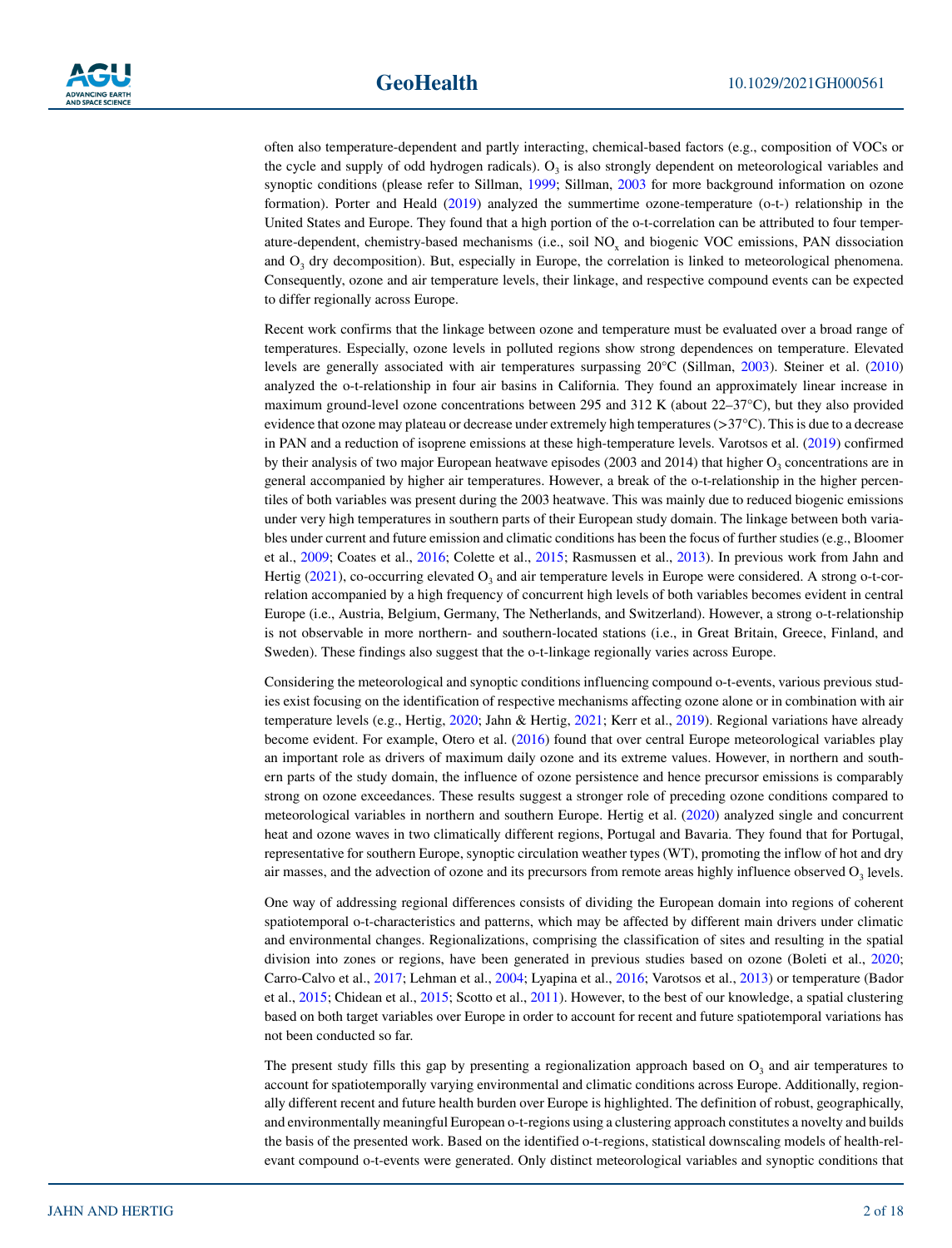often also temperature-dependent and partly interacting, chemical-based factors (e.g., composition of VOCs or the cycle and supply of odd hydrogen radicals). $O_3$ is also strongly dependent on meteorological variables and synoptic conditions (please refer to Sillman, 1999; Sillman, 2003 for more background information on ozone formation). Porter and Heald (2019) analyzed the summertime ozone-temperature (o-t-) relationship in the United States and Europe. They found that a high portion of the o-t-correlation can be attributed to four temperature-dependent, chemistry-based mechanisms (i.e., soil $NO_x$ and biogenic VOC emissions, PAN dissociation and $O_3$ dry decomposition). But, especially in Europe, the correlation is linked to meteorological phenomena. Consequently, ozone and air temperature levels, their linkage, and respective compound events can be expected to differ regionally across Europe.

Recent work confirms that the linkage between ozone and temperature must be evaluated over a broad range of temperatures. Especially, ozone levels in polluted regions show strong dependences on temperature. Elevated levels are generally associated with air temperatures surpassing 20°C (Sillman, 2003). Steiner et al. (2010) analyzed the o-t-relationship in four air basins in California. They found an approximately linear increase in maximum ground-level ozone concentrations between 295 and 312 K (about 22–37°C), but they also provided evidence that ozone may plateau or decrease under extremely high temperatures (>37°C). This is due to a decrease in PAN and a reduction of isoprene emissions at these high-temperature levels. Varotsos et al. (2019) confirmed by their analysis of two major European heatwave episodes (2003 and 2014) that higher $O_3$ concentrations are in general accompanied by higher air temperatures. However, a break of the o-t-relationship in the higher percentiles of both variables was present during the 2003 heatwave. This was mainly due to reduced biogenic emissions under very high temperatures in southern parts of their European study domain. The linkage between both variables under current and future emission and climatic conditions has been the focus of further studies (e.g., Bloomer et al., 2009; Coates et al., 2016; Colette et al., 2015; Rasmussen et al., 2013). In previous work from Jahn and Hertig (2021), co-occurring elevated $O_3$ and air temperature levels in Europe were considered. A strong o-t-correlation accompanied by a high frequency of concurrent high levels of both variables becomes evident in central Europe (i.e., Austria, Belgium, Germany, The Netherlands, and Switzerland). However, a strong o-t-relationship is not observable in more northern- and southern-located stations (i.e., in Great Britain, Greece, Finland, and Sweden). These findings also suggest that the o-t-linkage regionally varies across Europe.

Considering the meteorological and synoptic conditions influencing compound o-t-events, various previous studies exist focusing on the identification of respective mechanisms affecting ozone alone or in combination with air temperature levels (e.g., Hertig, 2020; Jahn & Hertig, 2021; Kerr et al., 2019). Regional variations have already become evident. For example, Otero et al. (2016) found that over central Europe meteorological variables play an important role as drivers of maximum daily ozone and its extreme values. However, in northern and southern parts of the study domain, the influence of ozone persistence and hence precursor emissions is comparably strong on ozone exceedances. These results suggest a stronger role of preceding ozone conditions compared to meteorological variables in northern and southern Europe. Hertig et al. (2020) analyzed single and concurrent heat and ozone waves in two climatically different regions, Portugal and Bavaria. They found that for Portugal, representative for southern Europe, synoptic circulation weather types (WT), promoting the inflow of hot and dry air masses, and the advection of ozone and its precursors from remote areas highly influence observed $O_3$ levels.

One way of addressing regional differences consists of dividing the European domain into regions of coherent spatiotemporal o-t-characteristics and patterns, which may be affected by different main drivers under climatic and environmental changes. Regionalizations, comprising the classification of sites and resulting in the spatial division into zones or regions, have been generated in previous studies based on ozone (Boleti et al., 2020; Carro-Calvo et al., 2017; Lehman et al., 2004; Lyapina et al., 2016; Varotsos et al., 2013) or temperature (Bador et al., 2015; Chidean et al., 2015; Scotto et al., 2011). However, to the best of our knowledge, a spatial clustering based on both target variables over Europe in order to account for recent and future spatiotemporal variations has not been conducted so far.

The present study fills this gap by presenting a regionalization approach based on $O_3$ and air temperatures to account for spatiotemporally varying environmental and climatic conditions across Europe. Additionally, regionally different recent and future health burden over Europe is highlighted. The definition of robust, geographically, and environmentally meaningful European o-t-regions using a clustering approach constitutes a novelty and builds the basis of the presented work. Based on the identified o-t-regions, statistical downscaling models of health-relevant compound o-t-events were generated. Only distinct meteorological variables and synoptic conditions that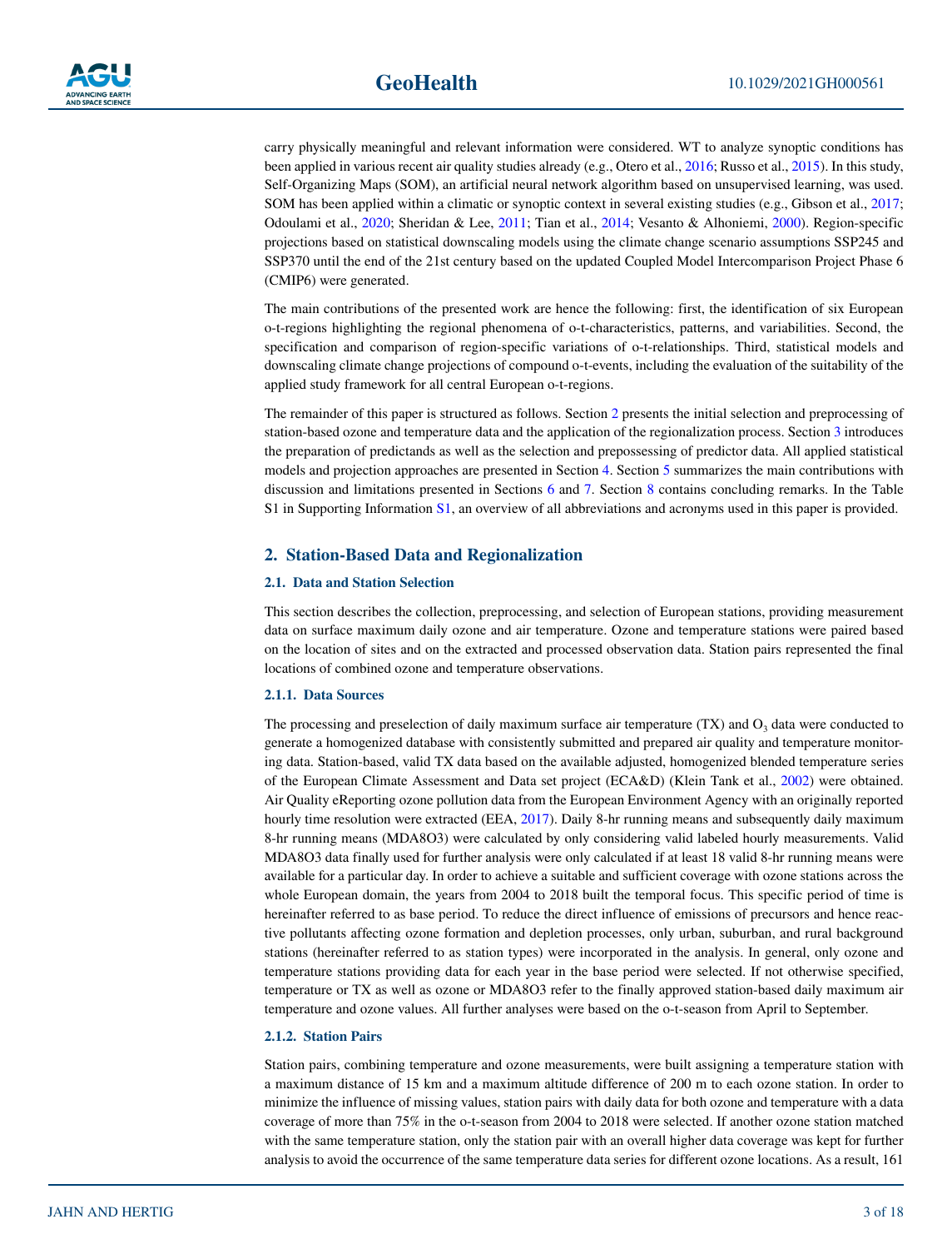carry physically meaningful and relevant information were considered. WT to analyze synoptic conditions has been applied in various recent air quality studies already (e.g., Otero et al., 2016; Russo et al., 2015). In this study, Self-Organizing Maps (SOM), an artificial neural network algorithm based on unsupervised learning, was used. SOM has been applied within a climatic or synoptic context in several existing studies (e.g., Gibson et al., 2017; Odoulami et al., 2020; Sheridan & Lee, 2011; Tian et al., 2014; Vesanto & Alhoniemi, 2000). Region-specific projections based on statistical downscaling models using the climate change scenario assumptions SSP245 and SSP370 until the end of the 21st century based on the updated Coupled Model Intercomparison Project Phase 6 (CMIP6) were generated.

The main contributions of the presented work are hence the following: first, the identification of six European o-t-regions highlighting the regional phenomena of o-t-characteristics, patterns, and variabilities. Second, the specification and comparison of region-specific variations of o-t-relationships. Third, statistical models and downscaling climate change projections of compound o-t-events, including the evaluation of the suitability of the applied study framework for all central European o-t-regions.

The remainder of this paper is structured as follows. Section 2 presents the initial selection and preprocessing of station-based ozone and temperature data and the application of the regionalization process. Section 3 introduces the preparation of predictands as well as the selection and prepossessing of predictor data. All applied statistical models and projection approaches are presented in Section 4. Section 5 summarizes the main contributions with discussion and limitations presented in Sections 6 and 7. Section 8 contains concluding remarks. In the Table S1 in Supporting Information S1, an overview of all abbreviations and acronyms used in this paper is provided.

## 2. Station-Based Data and Regionalization

### 2.1. Data and Station Selection

This section describes the collection, preprocessing, and selection of European stations, providing measurement data on surface maximum daily ozone and air temperature. Ozone and temperature stations were paired based on the location of sites and on the extracted and processed observation data. Station pairs represented the final locations of combined ozone and temperature observations.

#### 2.1.1. Data Sources

The processing and preselection of daily maximum surface air temperature (TX) and $O_3$ data were conducted to generate a homogenized database with consistently submitted and prepared air quality and temperature monitoring data. Station-based, valid TX data based on the available adjusted, homogenized blended temperature series of the European Climate Assessment and Data set project (ECA&D) (Klein Tank et al., 2002) were obtained. Air Quality eReporting ozone pollution data from the European Environment Agency with an originally reported hourly time resolution were extracted (EEA, 2017). Daily 8-hr running means and subsequently daily maximum 8-hr running means (MDA8O3) were calculated by only considering valid labeled hourly measurements. Valid MDA8O3 data finally used for further analysis were only calculated if at least 18 valid 8-hr running means were available for a particular day. In order to achieve a suitable and sufficient coverage with ozone stations across the whole European domain, the years from 2004 to 2018 built the temporal focus. This specific period of time is hereinafter referred to as base period. To reduce the direct influence of emissions of precursors and hence reactive pollutants affecting ozone formation and depletion processes, only urban, suburban, and rural background stations (hereinafter referred to as station types) were incorporated in the analysis. In general, only ozone and temperature stations providing data for each year in the base period were selected. If not otherwise specified, temperature or TX as well as ozone or MDA8O3 refer to the finally approved station-based daily maximum air temperature and ozone values. All further analyses were based on the o-t-season from April to September.

#### 2.1.2. Station Pairs

Station pairs, combining temperature and ozone measurements, were built assigning a temperature station with a maximum distance of 15 km and a maximum altitude difference of 200 m to each ozone station. In order to minimize the influence of missing values, station pairs with daily data for both ozone and temperature with a data coverage of more than 75% in the o-t-season from 2004 to 2018 were selected. If another ozone station matched with the same temperature station, only the station pair with an overall higher data coverage was kept for further analysis to avoid the occurrence of the same temperature data series for different ozone locations. As a result, 161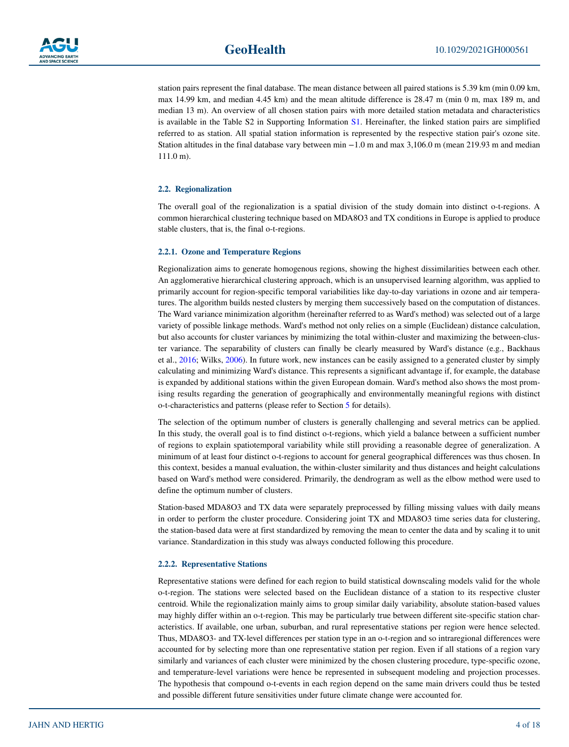station pairs represent the final database. The mean distance between all paired stations is 5.39 km (min 0.09 km, max 14.99 km, and median 4.45 km) and the mean altitude difference is 28.47 m (min 0 m, max 189 m, and median 13 m). An overview of all chosen station pairs with more detailed station metadata and characteristics is available in the Table S2 in Supporting Information S1. Hereinafter, the linked station pairs are simplified referred to as station. All spatial station information is represented by the respective station pair's ozone site. Station altitudes in the final database vary between min −1.0 m and max 3,106.0 m (mean 219.93 m and median 111.0 m).

### 2.2. Regionalization

The overall goal of the regionalization is a spatial division of the study domain into distinct o-t-regions. A common hierarchical clustering technique based on MDA8O3 and TX conditions in Europe is applied to produce stable clusters, that is, the final o-t-regions.

#### 2.2.1. Ozone and Temperature Regions

Regionalization aims to generate homogenous regions, showing the highest dissimilarities between each other. An agglomerative hierarchical clustering approach, which is an unsupervised learning algorithm, was applied to primarily account for region-specific temporal variabilities like day-to-day variations in ozone and air temperatures. The algorithm builds nested clusters by merging them successively based on the computation of distances. The Ward variance minimization algorithm (hereinafter referred to as Ward's method) was selected out of a large variety of possible linkage methods. Ward's method not only relies on a simple (Euclidean) distance calculation, but also accounts for cluster variances by minimizing the total within-cluster and maximizing the between-cluster variance. The separability of clusters can finally be clearly measured by Ward's distance (e.g., Backhaus et al., 2016; Wilks, 2006). In future work, new instances can be easily assigned to a generated cluster by simply calculating and minimizing Ward's distance. This represents a significant advantage if, for example, the database is expanded by additional stations within the given European domain. Ward's method also shows the most promising results regarding the generation of geographically and environmentally meaningful regions with distinct o-t-characteristics and patterns (please refer to Section 5 for details).

The selection of the optimum number of clusters is generally challenging and several metrics can be applied. In this study, the overall goal is to find distinct o-t-regions, which yield a balance between a sufficient number of regions to explain spatiotemporal variability while still providing a reasonable degree of generalization. A minimum of at least four distinct o-t-regions to account for general geographical differences was thus chosen. In this context, besides a manual evaluation, the within-cluster similarity and thus distances and height calculations based on Ward's method were considered. Primarily, the dendrogram as well as the elbow method were used to define the optimum number of clusters.

Station-based MDA8O3 and TX data were separately preprocessed by filling missing values with daily means in order to perform the cluster procedure. Considering joint TX and MDA8O3 time series data for clustering, the station-based data were at first standardized by removing the mean to center the data and by scaling it to unit variance. Standardization in this study was always conducted following this procedure.

#### 2.2.2. Representative Stations

Representative stations were defined for each region to build statistical downscaling models valid for the whole o-t-region. The stations were selected based on the Euclidean distance of a station to its respective cluster centroid. While the regionalization mainly aims to group similar daily variability, absolute station-based values may highly differ within an o-t-region. This may be particularly true between different site-specific station characteristics. If available, one urban, suburban, and rural representative stations per region were hence selected. Thus, MDA8O3- and TX-level differences per station type in an o-t-region and so intraregional differences were accounted for by selecting more than one representative station per region. Even if all stations of a region vary similarly and variances of each cluster were minimized by the chosen clustering procedure, type-specific ozone, and temperature-level variations were hence be represented in subsequent modeling and projection processes. The hypothesis that compound o-t-events in each region depend on the same main drivers could thus be tested and possible different future sensitivities under future climate change were accounted for.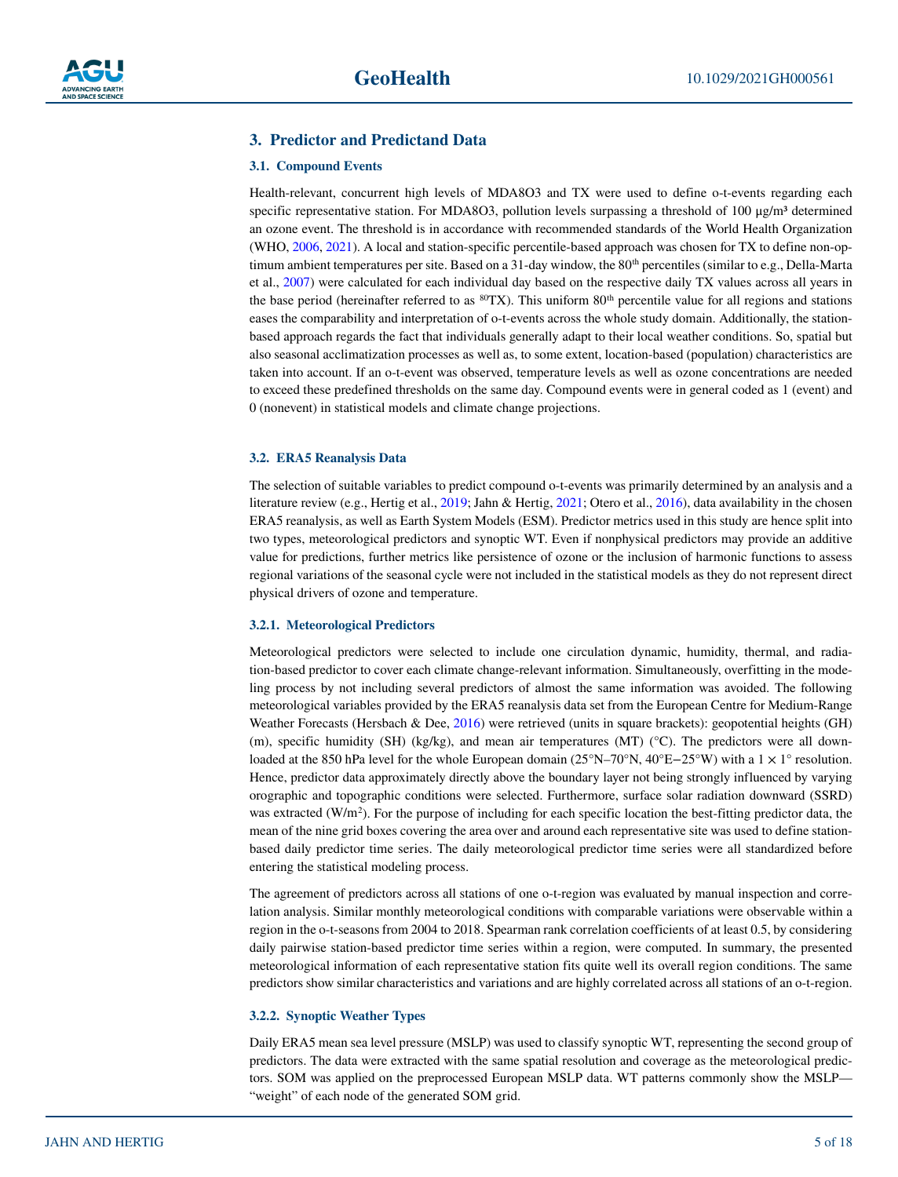## 3. Predictor and Predictand Data

### 3.1. Compound Events

Health-relevant, concurrent high levels of MDA8O3 and TX were used to define o-t-events regarding each specific representative station. For MDA8O3, pollution levels surpassing a threshold of 100 µg/m³ determined an ozone event. The threshold is in accordance with recommended standards of the World Health Organization (WHO, 2006, 2021). A local and station-specific percentile-based approach was chosen for TX to define non-optimum ambient temperatures per site. Based on a 31-day window, the 80$^{th}$ percentiles (similar to e.g., Della-Marta et al., 2007) were calculated for each individual day based on the respective daily TX values across all years in the base period (hereinafter referred to as $^{80}$TX). This uniform 80$^{th}$ percentile value for all regions and stations eases the comparability and interpretation of o-t-events across the whole study domain. Additionally, the station-based approach regards the fact that individuals generally adapt to their local weather conditions. So, spatial but also seasonal acclimatization processes as well as, to some extent, location-based (population) characteristics are taken into account. If an o-t-event was observed, temperature levels as well as ozone concentrations are needed to exceed these predefined thresholds on the same day. Compound events were in general coded as 1 (event) and 0 (nonevent) in statistical models and climate change projections.

### 3.2. ERA5 Reanalysis Data

The selection of suitable variables to predict compound o-t-events was primarily determined by an analysis and a literature review (e.g., Hertig et al., 2019; Jahn & Hertig, 2021; Otero et al., 2016), data availability in the chosen ERA5 reanalysis, as well as Earth System Models (ESM). Predictor metrics used in this study are hence split into two types, meteorological predictors and synoptic WT. Even if nonphysical predictors may provide an additive value for predictions, further metrics like persistence of ozone or the inclusion of harmonic functions to assess regional variations of the seasonal cycle were not included in the statistical models as they do not represent direct physical drivers of ozone and temperature.

#### 3.2.1. Meteorological Predictors

Meteorological predictors were selected to include one circulation dynamic, humidity, thermal, and radiation-based predictor to cover each climate change-relevant information. Simultaneously, overfitting in the modeling process by not including several predictors of almost the same information was avoided. The following meteorological variables provided by the ERA5 reanalysis data set from the European Centre for Medium-Range Weather Forecasts (Hersbach & Dee, 2016) were retrieved (units in square brackets): geopotential heights (GH) (m), specific humidity (SH) (kg/kg), and mean air temperatures (MT) (°C). The predictors were all downloaded at the 850 hPa level for the whole European domain (25°N–70°N, 40°E−25°W) with a 1 × 1° resolution. Hence, predictor data approximately directly above the boundary layer not being strongly influenced by varying orographic and topographic conditions were selected. Furthermore, surface solar radiation downward (SSRD) was extracted (W/m$^2$). For the purpose of including for each specific location the best-fitting predictor data, the mean of the nine grid boxes covering the area over and around each representative site was used to define station-based daily predictor time series. The daily meteorological predictor time series were all standardized before entering the statistical modeling process.

The agreement of predictors across all stations of one o-t-region was evaluated by manual inspection and correlation analysis. Similar monthly meteorological conditions with comparable variations were observable within a region in the o-t-seasons from 2004 to 2018. Spearman rank correlation coefficients of at least 0.5, by considering daily pairwise station-based predictor time series within a region, were computed. In summary, the presented meteorological information of each representative station fits quite well its overall region conditions. The same predictors show similar characteristics and variations and are highly correlated across all stations of an o-t-region.

#### 3.2.2. Synoptic Weather Types

Daily ERA5 mean sea level pressure (MSLP) was used to classify synoptic WT, representing the second group of predictors. The data were extracted with the same spatial resolution and coverage as the meteorological predictors. SOM was applied on the preprocessed European MSLP data. WT patterns commonly show the MSLP—"weight" of each node of the generated SOM grid.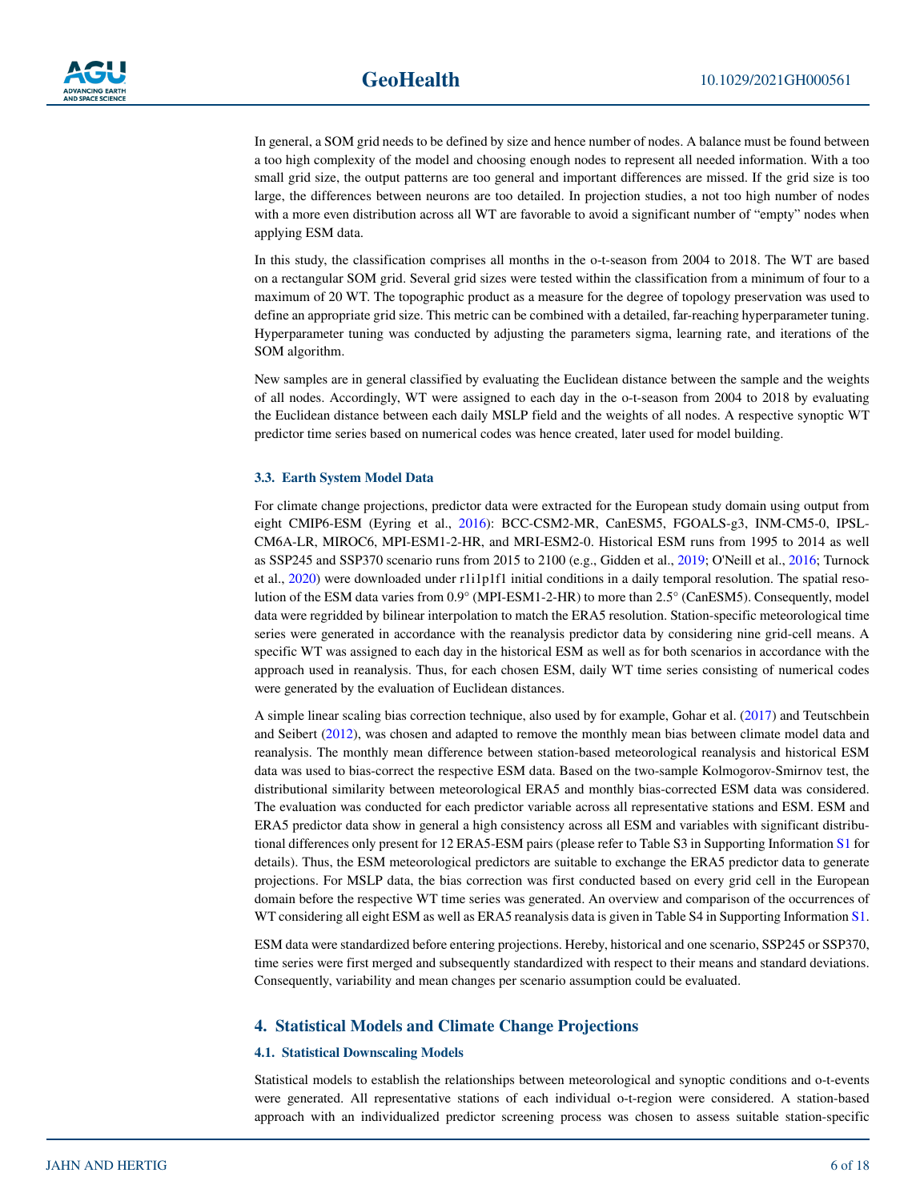In general, a SOM grid needs to be defined by size and hence number of nodes. A balance must be found between a too high complexity of the model and choosing enough nodes to represent all needed information. With a too small grid size, the output patterns are too general and important differences are missed. If the grid size is too large, the differences between neurons are too detailed. In projection studies, a not too high number of nodes with a more even distribution across all WT are favorable to avoid a significant number of "empty" nodes when applying ESM data.

In this study, the classification comprises all months in the o-t-season from 2004 to 2018. The WT are based on a rectangular SOM grid. Several grid sizes were tested within the classification from a minimum of four to a maximum of 20 WT. The topographic product as a measure for the degree of topology preservation was used to define an appropriate grid size. This metric can be combined with a detailed, far-reaching hyperparameter tuning. Hyperparameter tuning was conducted by adjusting the parameters sigma, learning rate, and iterations of the SOM algorithm.

New samples are in general classified by evaluating the Euclidean distance between the sample and the weights of all nodes. Accordingly, WT were assigned to each day in the o-t-season from 2004 to 2018 by evaluating the Euclidean distance between each daily MSLP field and the weights of all nodes. A respective synoptic WT predictor time series based on numerical codes was hence created, later used for model building.

### 3.3. Earth System Model Data

For climate change projections, predictor data were extracted for the European study domain using output from eight CMIP6-ESM (Eyring et al., 2016): BCC-CSM2-MR, CanESM5, FGOALS-g3, INM-CM5-0, IPSL-CM6A-LR, MIROC6, MPI-ESM1-2-HR, and MRI-ESM2-0. Historical ESM runs from 1995 to 2014 as well as SSP245 and SSP370 scenario runs from 2015 to 2100 (e.g., Gidden et al., 2019; O'Neill et al., 2016; Turnock et al., 2020) were downloaded under r1i1p1f1 initial conditions in a daily temporal resolution. The spatial resolution of the ESM data varies from 0.9° (MPI-ESM1-2-HR) to more than 2.5° (CanESM5). Consequently, model data were regridded by bilinear interpolation to match the ERA5 resolution. Station-specific meteorological time series were generated in accordance with the reanalysis predictor data by considering nine grid-cell means. A specific WT was assigned to each day in the historical ESM as well as for both scenarios in accordance with the approach used in reanalysis. Thus, for each chosen ESM, daily WT time series consisting of numerical codes were generated by the evaluation of Euclidean distances.

A simple linear scaling bias correction technique, also used by for example, Gohar et al. (2017) and Teutschbein and Seibert (2012), was chosen and adapted to remove the monthly mean bias between climate model data and reanalysis. The monthly mean difference between station-based meteorological reanalysis and historical ESM data was used to bias-correct the respective ESM data. Based on the two-sample Kolmogorov-Smirnov test, the distributional similarity between meteorological ERA5 and monthly bias-corrected ESM data was considered. The evaluation was conducted for each predictor variable across all representative stations and ESM. ESM and ERA5 predictor data show in general a high consistency across all ESM and variables with significant distributional differences only present for 12 ERA5-ESM pairs (please refer to Table S3 in Supporting Information S1 for details). Thus, the ESM meteorological predictors are suitable to exchange the ERA5 predictor data to generate projections. For MSLP data, the bias correction was first conducted based on every grid cell in the European domain before the respective WT time series was generated. An overview and comparison of the occurrences of WT considering all eight ESM as well as ERA5 reanalysis data is given in Table S4 in Supporting Information S1.

ESM data were standardized before entering projections. Hereby, historical and one scenario, SSP245 or SSP370, time series were first merged and subsequently standardized with respect to their means and standard deviations. Consequently, variability and mean changes per scenario assumption could be evaluated.

## 4. Statistical Models and Climate Change Projections

### 4.1. Statistical Downscaling Models

Statistical models to establish the relationships between meteorological and synoptic conditions and o-t-events were generated. All representative stations of each individual o-t-region were considered. A station-based approach with an individualized predictor screening process was chosen to assess suitable station-specific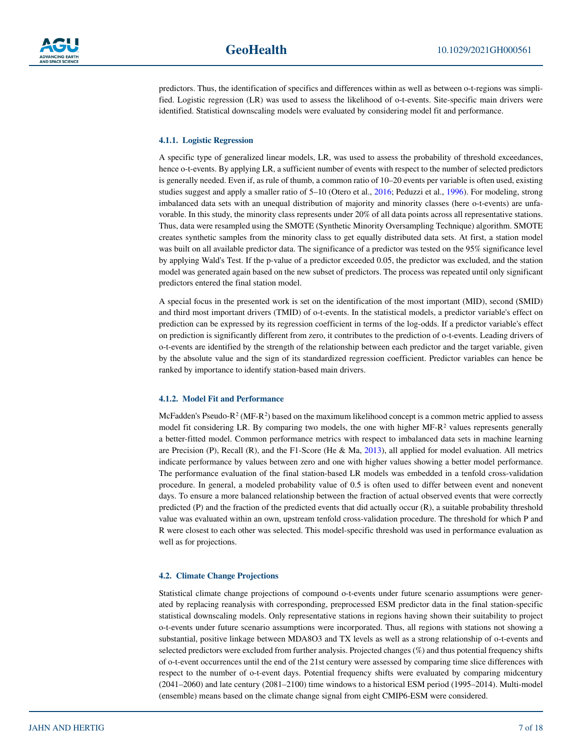predictors. Thus, the identification of specifics and differences within as well as between o-t-regions was simplified. Logistic regression (LR) was used to assess the likelihood of o-t-events. Site-specific main drivers were identified. Statistical downscaling models were evaluated by considering model fit and performance.

#### 4.1.1. Logistic Regression

A specific type of generalized linear models, LR, was used to assess the probability of threshold exceedances, hence o-t-events. By applying LR, a sufficient number of events with respect to the number of selected predictors is generally needed. Even if, as rule of thumb, a common ratio of 10–20 events per variable is often used, existing studies suggest and apply a smaller ratio of 5–10 (Otero et al., 2016; Peduzzi et al., 1996). For modeling, strong imbalanced data sets with an unequal distribution of majority and minority classes (here o-t-events) are unfavorable. In this study, the minority class represents under 20% of all data points across all representative stations. Thus, data were resampled using the SMOTE (Synthetic Minority Oversampling Technique) algorithm. SMOTE creates synthetic samples from the minority class to get equally distributed data sets. At first, a station model was built on all available predictor data. The significance of a predictor was tested on the 95% significance level by applying Wald's Test. If the p-value of a predictor exceeded 0.05, the predictor was excluded, and the station model was generated again based on the new subset of predictors. The process was repeated until only significant predictors entered the final station model.

A special focus in the presented work is set on the identification of the most important (MID), second (SMID) and third most important drivers (TMID) of o-t-events. In the statistical models, a predictor variable's effect on prediction can be expressed by its regression coefficient in terms of the log-odds. If a predictor variable's effect on prediction is significantly different from zero, it contributes to the prediction of o-t-events. Leading drivers of o-t-events are identified by the strength of the relationship between each predictor and the target variable, given by the absolute value and the sign of its standardized regression coefficient. Predictor variables can hence be ranked by importance to identify station-based main drivers.

#### 4.1.2. Model Fit and Performance

McFadden's Pseudo-$R^2$ (MF-$R^2$) based on the maximum likelihood concept is a common metric applied to assess model fit considering LR. By comparing two models, the one with higher MF-$R^2$ values represents generally a better-fitted model. Common performance metrics with respect to imbalanced data sets in machine learning are Precision (P), Recall (R), and the F1-Score (He & Ma, 2013), all applied for model evaluation. All metrics indicate performance by values between zero and one with higher values showing a better model performance. The performance evaluation of the final station-based LR models was embedded in a tenfold cross-validation procedure. In general, a modeled probability value of 0.5 is often used to differ between event and nonevent days. To ensure a more balanced relationship between the fraction of actual observed events that were correctly predicted (P) and the fraction of the predicted events that did actually occur (R), a suitable probability threshold value was evaluated within an own, upstream tenfold cross-validation procedure. The threshold for which P and R were closest to each other was selected. This model-specific threshold was used in performance evaluation as well as for projections.

### 4.2. Climate Change Projections

Statistical climate change projections of compound o-t-events under future scenario assumptions were generated by replacing reanalysis with corresponding, preprocessed ESM predictor data in the final station-specific statistical downscaling models. Only representative stations in regions having shown their suitability to project o-t-events under future scenario assumptions were incorporated. Thus, all regions with stations not showing a substantial, positive linkage between MDA8O3 and TX levels as well as a strong relationship of o-t-events and selected predictors were excluded from further analysis. Projected changes (%) and thus potential frequency shifts of o-t-event occurrences until the end of the 21st century were assessed by comparing time slice differences with respect to the number of o-t-event days. Potential frequency shifts were evaluated by comparing midcentury (2041–2060) and late century (2081–2100) time windows to a historical ESM period (1995–2014). Multi-model (ensemble) means based on the climate change signal from eight CMIP6-ESM were considered.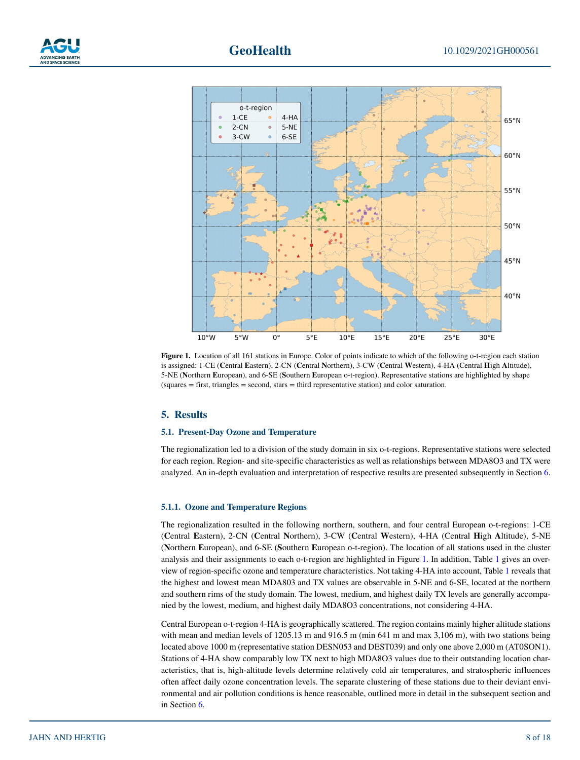**Figure 1.** Location of all 161 stations in Europe. Color of points indicate to which of the following o-t-region each station is assigned: 1-CE (**C**entral **E**astern), 2-CN (**C**entral **N**orthern), 3-CW (**C**entral **W**estern), 4-HA (Central **H**igh **A**ltitude), 5-NE (**N**orthern **E**uropean), and 6-SE (**S**outhern **E**uropean o-t-region). Representative stations are highlighted by shape (squares = first, triangles = second, stars = third representative station) and color saturation.

## 5. Results

### 5.1. Present-Day Ozone and Temperature

The regionalization led to a division of the study domain in six o-t-regions. Representative stations were selected for each region. Region- and site-specific characteristics as well as relationships between MDA8O3 and TX were analyzed. An in-depth evaluation and interpretation of respective results are presented subsequently in Section 6.

#### 5.1.1. Ozone and Temperature Regions

The regionalization resulted in the following northern, southern, and four central European o-t-regions: 1-CE (**C**entral **E**astern), 2-CN (**C**entral **N**orthern), 3-CW (**C**entral **W**estern), 4-HA (Central **H**igh **A**ltitude), 5-NE (**N**orthern **E**uropean), and 6-SE (**S**outhern **E**uropean o-t-region). The location of all stations used in the cluster analysis and their assignments to each o-t-region are highlighted in Figure 1. In addition, Table 1 gives an overview of region-specific ozone and temperature characteristics. Not taking 4-HA into account, Table 1 reveals that the highest and lowest mean MDA803 and TX values are observable in 5-NE and 6-SE, located at the northern and southern rims of the study domain. The lowest, medium, and highest daily TX levels are generally accompanied by the lowest, medium, and highest daily MDA8O3 concentrations, not considering 4-HA.

Central European o-t-region 4-HA is geographically scattered. The region contains mainly higher altitude stations with mean and median levels of 1205.13 m and 916.5 m (min 641 m and max 3,106 m), with two stations being located above 1000 m (representative station DESN053 and DEST039) and only one above 2,000 m (AT0SON1). Stations of 4-HA show comparably low TX next to high MDA8O3 values due to their outstanding location characteristics, that is, high-altitude levels determine relatively cold air temperatures, and stratospheric influences often affect daily ozone concentration levels. The separate clustering of these stations due to their deviant environmental and air pollution conditions is hence reasonable, outlined more in detail in the subsequent section and in Section 6.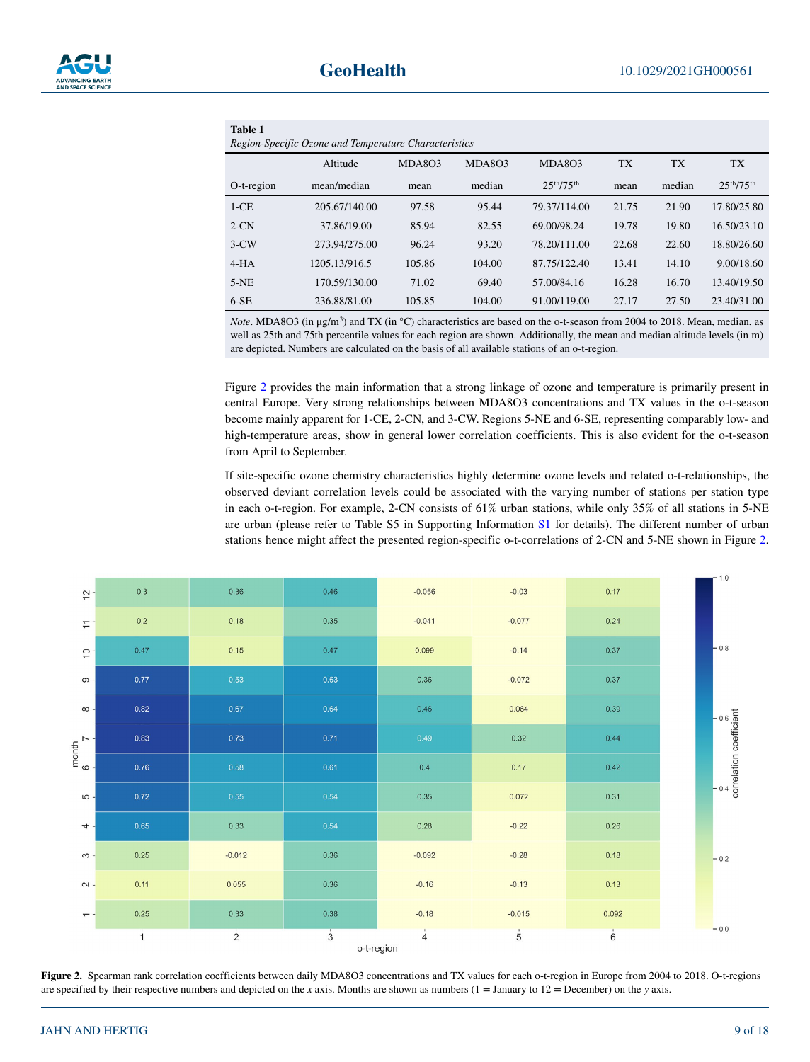**Table 1**
*Region-Specific Ozone and Temperature Characteristics*

| O-t-region | Altitude mean/median | MDA8O3 mean | MDA8O3 median | MDA8O3 $25^{th}/75^{th}$ | TX mean | TX median | TX $25^{th}/75^{th}$ |
|---|---|---|---|---|---|---|---|
| 1-CE | 205.67/140.00 | 97.58 | 95.44 | 79.37/114.00 | 21.75 | 21.90 | 17.80/25.80 |
| 2-CN | 37.86/19.00 | 85.94 | 82.55 | 69.00/98.24 | 19.78 | 19.80 | 16.50/23.10 |
| 3-CW | 273.94/275.00 | 96.24 | 93.20 | 78.20/111.00 | 22.68 | 22.60 | 18.80/26.60 |
| 4-HA | 1205.13/916.5 | 105.86 | 104.00 | 87.75/122.40 | 13.41 | 14.10 | 9.00/18.60 |
| 5-NE | 170.59/130.00 | 71.02 | 69.40 | 57.00/84.16 | 16.28 | 16.70 | 13.40/19.50 |
| 6-SE | 236.88/81.00 | 105.85 | 104.00 | 91.00/119.00 | 27.17 | 27.50 | 23.40/31.00 |

*Note*. MDA8O3 (in $\mu g/m^3$) and TX (in °C) characteristics are based on the o-t-season from 2004 to 2018. Mean, median, as well as 25th and 75th percentile values for each region are shown. Additionally, the mean and median altitude levels (in m) are depicted. Numbers are calculated on the basis of all available stations of an o-t-region.

Figure 2 provides the main information that a strong linkage of ozone and temperature is primarily present in central Europe. Very strong relationships between MDA8O3 concentrations and TX values in the o-t-season become mainly apparent for 1-CE, 2-CN, and 3-CW. Regions 5-NE and 6-SE, representing comparably low- and high-temperature areas, show in general lower correlation coefficients. This is also evident for the o-t-season from April to September.

If site-specific ozone chemistry characteristics highly determine ozone levels and related o-t-relationships, the observed deviant correlation levels could be associated with the varying number of stations per station type in each o-t-region. For example, 2-CN consists of 61% urban stations, while only 35% of all stations in 5-NE are urban (please refer to Table S5 in Supporting Information S1 for details). The different number of urban stations hence might affect the presented region-specific o-t-correlations of 2-CN and 5-NE shown in Figure 2.

**Figure 2.** Spearman rank correlation coefficients between daily MDA8O3 concentrations and TX values for each o-t-region in Europe from 2004 to 2018. O-t-regions are specified by their respective numbers and depicted on the *x* axis. Months are shown as numbers (1 = January to 12 = December) on the *y* axis.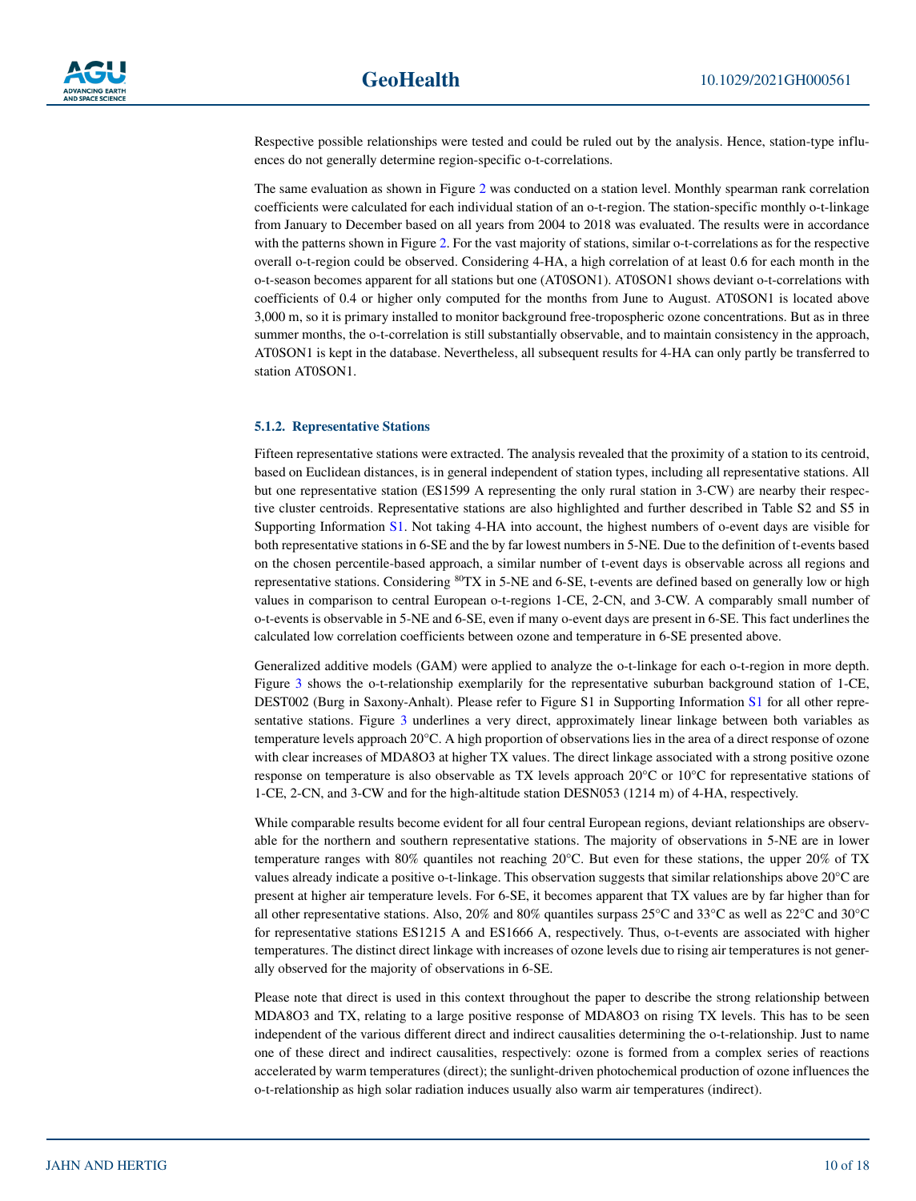Respective possible relationships were tested and could be ruled out by the analysis. Hence, station-type influences do not generally determine region-specific o-t-correlations.

The same evaluation as shown in Figure 2 was conducted on a station level. Monthly spearman rank correlation coefficients were calculated for each individual station of an o-t-region. The station-specific monthly o-t-linkage from January to December based on all years from 2004 to 2018 was evaluated. The results were in accordance with the patterns shown in Figure 2. For the vast majority of stations, similar o-t-correlations as for the respective overall o-t-region could be observed. Considering 4-HA, a high correlation of at least 0.6 for each month in the o-t-season becomes apparent for all stations but one (AT0SON1). AT0SON1 shows deviant o-t-correlations with coefficients of 0.4 or higher only computed for the months from June to August. AT0SON1 is located above 3,000 m, so it is primary installed to monitor background free-tropospheric ozone concentrations. But as in three summer months, the o-t-correlation is still substantially observable, and to maintain consistency in the approach, AT0SON1 is kept in the database. Nevertheless, all subsequent results for 4-HA can only partly be transferred to station AT0SON1.

#### 5.1.2. Representative Stations

Fifteen representative stations were extracted. The analysis revealed that the proximity of a station to its centroid, based on Euclidean distances, is in general independent of station types, including all representative stations. All but one representative station (ES1599 A representing the only rural station in 3-CW) are nearby their respective cluster centroids. Representative stations are also highlighted and further described in Table S2 and S5 in Supporting Information S1. Not taking 4-HA into account, the highest numbers of o-event days are visible for both representative stations in 6-SE and the by far lowest numbers in 5-NE. Due to the definition of t-events based on the chosen percentile-based approach, a similar number of t-event days is observable across all regions and representative stations. Considering $^{80}$TX in 5-NE and 6-SE, t-events are defined based on generally low or high values in comparison to central European o-t-regions 1-CE, 2-CN, and 3-CW. A comparably small number of o-t-events is observable in 5-NE and 6-SE, even if many o-event days are present in 6-SE. This fact underlines the calculated low correlation coefficients between ozone and temperature in 6-SE presented above.

Generalized additive models (GAM) were applied to analyze the o-t-linkage for each o-t-region in more depth. Figure 3 shows the o-t-relationship exemplarily for the representative suburban background station of 1-CE, DEST002 (Burg in Saxony-Anhalt). Please refer to Figure S1 in Supporting Information S1 for all other representative stations. Figure 3 underlines a very direct, approximately linear linkage between both variables as temperature levels approach 20°C. A high proportion of observations lies in the area of a direct response of ozone with clear increases of MDA8O3 at higher TX values. The direct linkage associated with a strong positive ozone response on temperature is also observable as TX levels approach 20°C or 10°C for representative stations of 1-CE, 2-CN, and 3-CW and for the high-altitude station DESN053 (1214 m) of 4-HA, respectively.

While comparable results become evident for all four central European regions, deviant relationships are observable for the northern and southern representative stations. The majority of observations in 5-NE are in lower temperature ranges with 80% quantiles not reaching 20°C. But even for these stations, the upper 20% of TX values already indicate a positive o-t-linkage. This observation suggests that similar relationships above 20°C are present at higher air temperature levels. For 6-SE, it becomes apparent that TX values are by far higher than for all other representative stations. Also, 20% and 80% quantiles surpass 25°C and 33°C as well as 22°C and 30°C for representative stations ES1215 A and ES1666 A, respectively. Thus, o-t-events are associated with higher temperatures. The distinct direct linkage with increases of ozone levels due to rising air temperatures is not generally observed for the majority of observations in 6-SE.

Please note that direct is used in this context throughout the paper to describe the strong relationship between MDA8O3 and TX, relating to a large positive response of MDA8O3 on rising TX levels. This has to be seen independent of the various different direct and indirect causalities determining the o-t-relationship. Just to name one of these direct and indirect causalities, respectively: ozone is formed from a complex series of reactions accelerated by warm temperatures (direct); the sunlight-driven photochemical production of ozone influences the o-t-relationship as high solar radiation induces usually also warm air temperatures (indirect).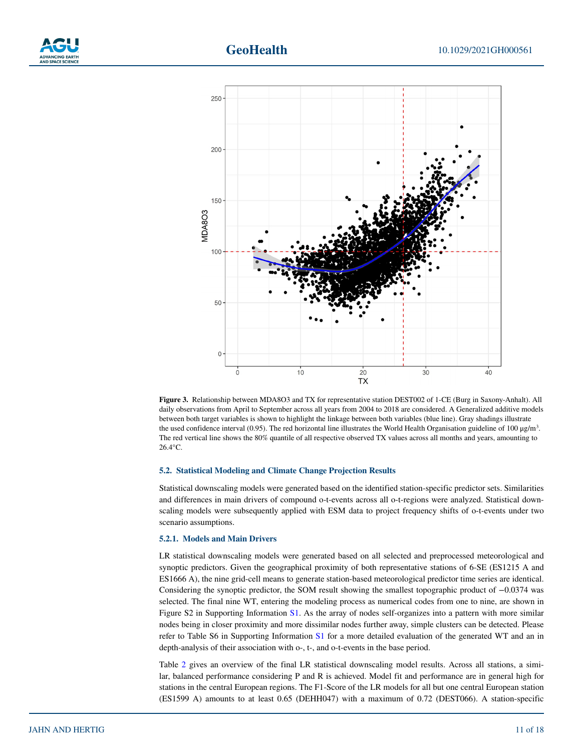**Figure 3.** Relationship between MDA8O3 and TX for representative station DEST002 of 1-CE (Burg in Saxony-Anhalt). All daily observations from April to September across all years from 2004 to 2018 are considered. A Generalized additive models between both target variables is shown to highlight the linkage between both variables (blue line). Gray shadings illustrate the used confidence interval (0.95). The red horizontal line illustrates the World Health Organisation guideline of 100 μg/m³. The red vertical line shows the 80% quantile of all respective observed TX values across all months and years, amounting to 26.4°C.

### 5.2. Statistical Modeling and Climate Change Projection Results

Statistical downscaling models were generated based on the identified station-specific predictor sets. Similarities and differences in main drivers of compound o-t-events across all o-t-regions were analyzed. Statistical downscaling models were subsequently applied with ESM data to project frequency shifts of o-t-events under two scenario assumptions.

#### 5.2.1. Models and Main Drivers

LR statistical downscaling models were generated based on all selected and preprocessed meteorological and synoptic predictors. Given the geographical proximity of both representative stations of 6-SE (ES1215 A and ES1666 A), the nine grid-cell means to generate station-based meteorological predictor time series are identical. Considering the synoptic predictor, the SOM result showing the smallest topographic product of −0.0374 was selected. The final nine WT, entering the modeling process as numerical codes from one to nine, are shown in Figure S2 in Supporting Information S1. As the array of nodes self-organizes into a pattern with more similar nodes being in closer proximity and more dissimilar nodes further away, simple clusters can be detected. Please refer to Table S6 in Supporting Information S1 for a more detailed evaluation of the generated WT and an in depth-analysis of their association with o-, t-, and o-t-events in the base period.

Table 2 gives an overview of the final LR statistical downscaling model results. Across all stations, a similar, balanced performance considering P and R is achieved. Model fit and performance are in general high for stations in the central European regions. The F1-Score of the LR models for all but one central European station (ES1599 A) amounts to at least 0.65 (DEHH047) with a maximum of 0.72 (DEST066). A station-specific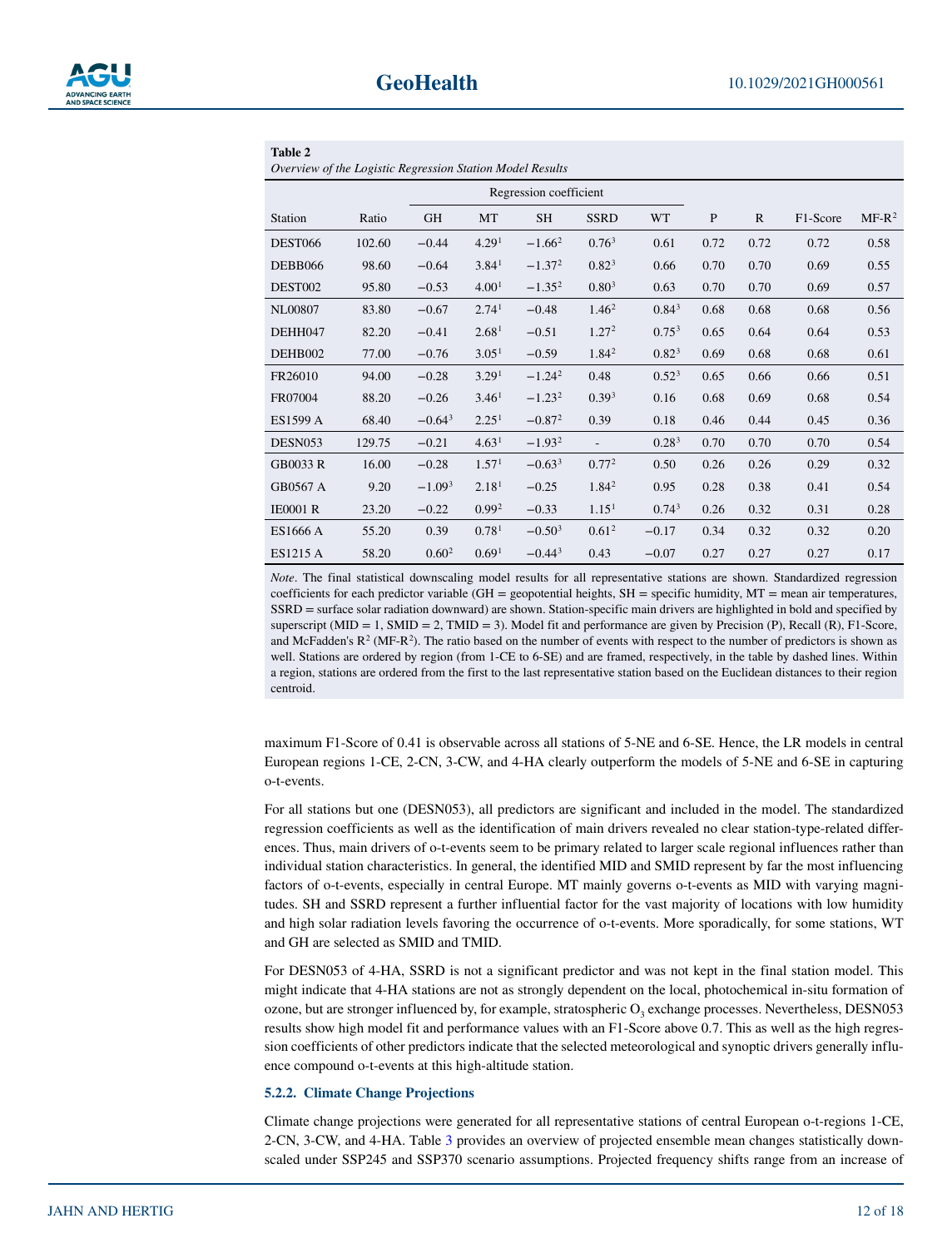**Table 2**
*Overview of the Logistic Regression Station Model Results*

| Station | Ratio | Regression coefficient | | | | | P | R | F1-Score | MF-R$^2$ |
|---|---|---|---|---|---|---|---|---|---|---|
| | | GH | MT | SH | SSRD | WT | | | | |
| DEST066 | 102.60 | −0.44 | **4.29[1]** | **−1.66[2]** | **0.76[3]** | 0.61 | 0.72 | 0.72 | 0.72 | 0.58 |
| DEBB066 | 98.60 | −0.64 | **3.84[1]** | **−1.37[2]** | **0.82[3]** | 0.66 | 0.70 | 0.70 | 0.69 | 0.55 |
| DEST002 | 95.80 | −0.53 | **4.00[1]** | **−1.35[2]** | **0.80[3]** | 0.63 | 0.70 | 0.70 | 0.69 | 0.57 |
| NL00807 | 83.80 | −0.67 | **2.74[1]** | −0.48 | **1.46[2]** | **0.84[3]** | 0.68 | 0.68 | 0.68 | 0.56 |
| DEHH047 | 82.20 | −0.41 | **2.68[1]** | −0.51 | **1.27[2]** | **0.75[3]** | 0.65 | 0.64 | 0.64 | 0.53 |
| DEHB002 | 77.00 | −0.76 | **3.05[1]** | −0.59 | **1.84[2]** | **0.82[3]** | 0.69 | 0.68 | 0.68 | 0.61 |
| FR26010 | 94.00 | −0.28 | **3.29[1]** | **−1.24[2]** | 0.48 | **0.52[3]** | 0.65 | 0.66 | 0.66 | 0.51 |
| FR07004 | 88.20 | −0.26 | **3.46[1]** | **−1.23[2]** | **0.39[3]** | 0.16 | 0.68 | 0.69 | 0.68 | 0.54 |
| ES1599 A | 68.40 | **−0.64[3]** | **2.25[1]** | **−0.87[2]** | 0.39 | 0.18 | 0.46 | 0.44 | 0.45 | 0.36 |
| DESN053 | 129.75 | −0.21 | **4.63[1]** | **−1.93[2]** | - | **0.28[3]** | 0.70 | 0.70 | 0.70 | 0.54 |
| GB0033 R | 16.00 | −0.28 | **1.57[1]** | **−0.63[3]** | **0.77[2]** | 0.50 | 0.26 | 0.26 | 0.29 | 0.32 |
| GB0567 A | 9.20 | **−1.09[3]** | **2.18[1]** | −0.25 | **1.84[2]** | 0.95 | 0.28 | 0.38 | 0.41 | 0.54 |
| IE0001 R | 23.20 | −0.22 | **0.99[2]** | −0.33 | **1.15[1]** | **0.74[3]** | 0.26 | 0.32 | 0.31 | 0.28 |
| ES1666 A | 55.20 | 0.39 | **0.78[1]** | **−0.50[3]** | **0.61[2]** | −0.17 | 0.34 | 0.32 | 0.32 | 0.20 |
| ES1215 A | 58.20 | **0.60[2]** | **0.69[1]** | **−0.44[3]** | 0.43 | −0.07 | 0.27 | 0.27 | 0.27 | 0.17 |

*Note*. The final statistical downscaling model results for all representative stations are shown. Standardized regression coefficients for each predictor variable (GH = geopotential heights, SH = specific humidity, MT = mean air temperatures, SSRD = surface solar radiation downward) are shown. Station-specific main drivers are highlighted in bold and specified by superscript (MID = 1, SMID = 2, TMID = 3). Model fit and performance are given by Precision (P), Recall (R), F1-Score, and McFadden's $R^2$ (MF-$R^2$). The ratio based on the number of events with respect to the number of predictors is shown as well. Stations are ordered by region (from 1-CE to 6-SE) and are framed, respectively, in the table by dashed lines. Within a region, stations are ordered from the first to the last representative station based on the Euclidean distances to their region centroid.

maximum F1-Score of 0.41 is observable across all stations of 5-NE and 6-SE. Hence, the LR models in central European regions 1-CE, 2-CN, 3-CW, and 4-HA clearly outperform the models of 5-NE and 6-SE in capturing o-t-events.

For all stations but one (DESN053), all predictors are significant and included in the model. The standardized regression coefficients as well as the identification of main drivers revealed no clear station-type-related differences. Thus, main drivers of o-t-events seem to be primary related to larger scale regional influences rather than individual station characteristics. In general, the identified MID and SMID represent by far the most influencing factors of o-t-events, especially in central Europe. MT mainly governs o-t-events as MID with varying magnitudes. SH and SSRD represent a further influential factor for the vast majority of locations with low humidity and high solar radiation levels favoring the occurrence of o-t-events. More sporadically, for some stations, WT and GH are selected as SMID and TMID.

For DESN053 of 4-HA, SSRD is not a significant predictor and was not kept in the final station model. This might indicate that 4-HA stations are not as strongly dependent on the local, photochemical in-situ formation of ozone, but are stronger influenced by, for example, stratospheric $O_3$ exchange processes. Nevertheless, DESN053 results show high model fit and performance values with an F1-Score above 0.7. This as well as the high regression coefficients of other predictors indicate that the selected meteorological and synoptic drivers generally influence compound o-t-events at this high-altitude station.

### 5.2.2. Climate Change Projections

Climate change projections were generated for all representative stations of central European o-t-regions 1-CE, 2-CN, 3-CW, and 4-HA. Table 3 provides an overview of projected ensemble mean changes statistically downscaled under SSP245 and SSP370 scenario assumptions. Projected frequency shifts range from an increase of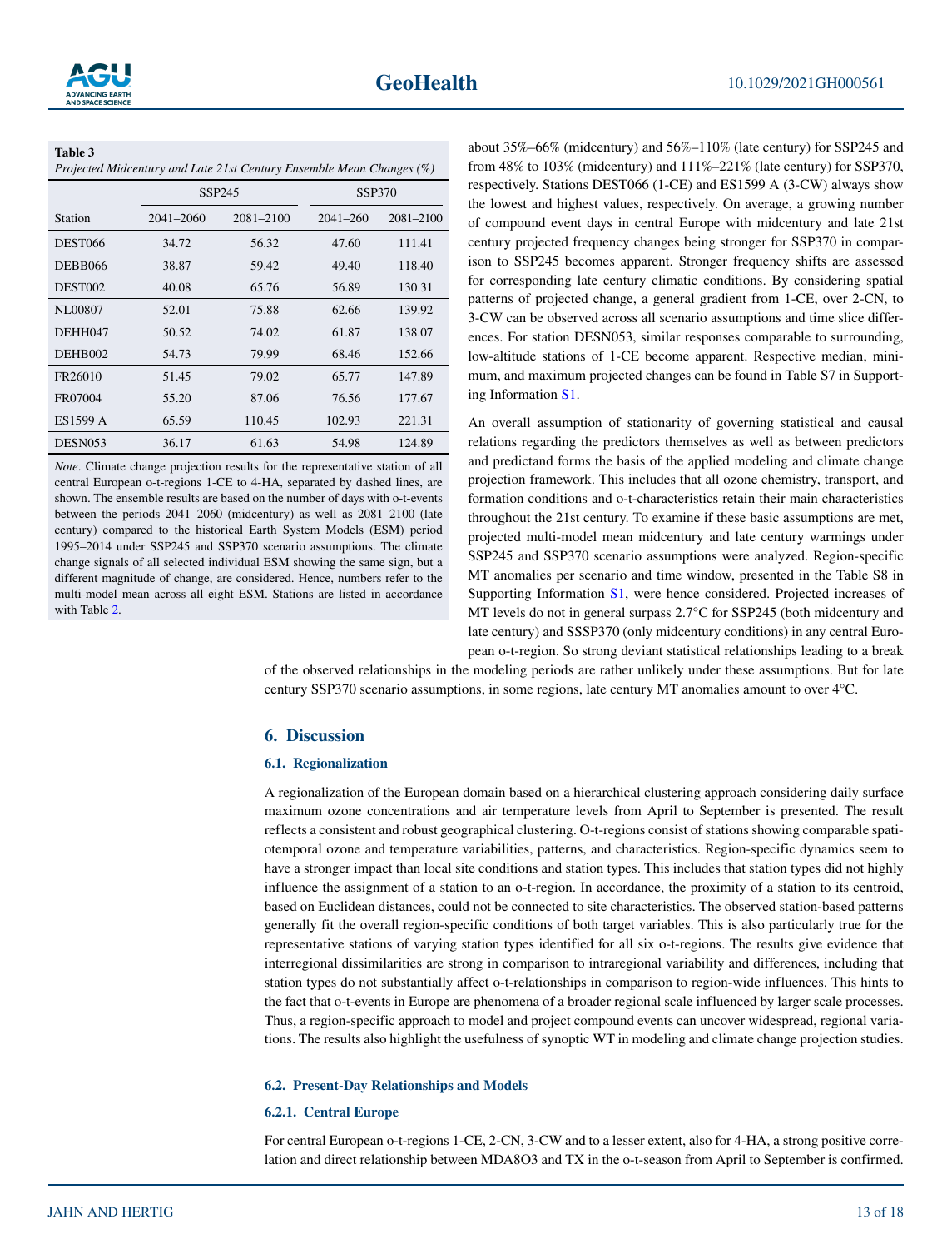**Table 3**

*Projected Midcentury and Late 21st Century Ensemble Mean Changes (%)*

| Station | SSP245 | | SSP370 | |
|---|---|---|---|---|
| | 2041–2060 | 2081–2100 | 2041–260 | 2081–2100 |
| DEST066 | 34.72 | 56.32 | 47.60 | 111.41 |
| DEBB066 | 38.87 | 59.42 | 49.40 | 118.40 |
| DEST002 | 40.08 | 65.76 | 56.89 | 130.31 |
| NL00807 | 52.01 | 75.88 | 62.66 | 139.92 |
| DEHH047 | 50.52 | 74.02 | 61.87 | 138.07 |
| DEHB002 | 54.73 | 79.99 | 68.46 | 152.66 |
| FR26010 | 51.45 | 79.02 | 65.77 | 147.89 |
| FR07004 | 55.20 | 87.06 | 76.56 | 177.67 |
| ES1599 A | 65.59 | 110.45 | 102.93 | 221.31 |
| DESN053 | 36.17 | 61.63 | 54.98 | 124.89 |

*Note*. Climate change projection results for the representative station of all central European o-t-regions 1-CE to 4-HA, separated by dashed lines, are shown. The ensemble results are based on the number of days with o-t-events between the periods 2041–2060 (midcentury) as well as 2081–2100 (late century) compared to the historical Earth System Models (ESM) period 1995–2014 under SSP245 and SSP370 scenario assumptions. The climate change signals of all selected individual ESM showing the same sign, but a different magnitude of change, are considered. Hence, numbers refer to the multi-model mean across all eight ESM. Stations are listed in accordance with Table 2.

about 35%–66% (midcentury) and 56%–110% (late century) for SSP245 and from 48% to 103% (midcentury) and 111%–221% (late century) for SSP370, respectively. Stations DEST066 (1-CE) and ES1599 A (3-CW) always show the lowest and highest values, respectively. On average, a growing number of compound event days in central Europe with midcentury and late 21st century projected frequency changes being stronger for SSP370 in comparison to SSP245 becomes apparent. Stronger frequency shifts are assessed for corresponding late century climatic conditions. By considering spatial patterns of projected change, a general gradient from 1-CE, over 2-CN, to 3-CW can be observed across all scenario assumptions and time slice differences. For station DESN053, similar responses comparable to surrounding, low-altitude stations of 1-CE become apparent. Respective median, minimum, and maximum projected changes can be found in Table S7 in Supporting Information S1.

An overall assumption of stationarity of governing statistical and causal relations regarding the predictors themselves as well as between predictors and predictand forms the basis of the applied modeling and climate change projection framework. This includes that all ozone chemistry, transport, and formation conditions and o-t-characteristics retain their main characteristics throughout the 21st century. To examine if these basic assumptions are met, projected multi-model mean midcentury and late century warmings under SSP245 and SSP370 scenario assumptions were analyzed. Region-specific MT anomalies per scenario and time window, presented in the Table S8 in Supporting Information S1, were hence considered. Projected increases of MT levels do not in general surpass 2.7°C for SSP245 (both midcentury and late century) and SSSP370 (only midcentury conditions) in any central European o-t-region. So strong deviant statistical relationships leading to a break of the observed relationships in the modeling periods are rather unlikely under these assumptions. But for late century SSP370 scenario assumptions, in some regions, late century MT anomalies amount to over 4°C.

## 6. Discussion

### 6.1. Regionalization

A regionalization of the European domain based on a hierarchical clustering approach considering daily surface maximum ozone concentrations and air temperature levels from April to September is presented. The result reflects a consistent and robust geographical clustering. O-t-regions consist of stations showing comparable spatiotemporal ozone and temperature variabilities, patterns, and characteristics. Region-specific dynamics seem to have a stronger impact than local site conditions and station types. This includes that station types did not highly influence the assignment of a station to an o-t-region. In accordance, the proximity of a station to its centroid, based on Euclidean distances, could not be connected to site characteristics. The observed station-based patterns generally fit the overall region-specific conditions of both target variables. This is also particularly true for the representative stations of varying station types identified for all six o-t-regions. The results give evidence that interregional dissimilarities are strong in comparison to intraregional variability and differences, including that station types do not substantially affect o-t-relationships in comparison to region-wide influences. This hints to the fact that o-t-events in Europe are phenomena of a broader regional scale influenced by larger scale processes. Thus, a region-specific approach to model and project compound events can uncover widespread, regional variations. The results also highlight the usefulness of synoptic WT in modeling and climate change projection studies.

### 6.2. Present-Day Relationships and Models

#### 6.2.1. Central Europe

For central European o-t-regions 1-CE, 2-CN, 3-CW and to a lesser extent, also for 4-HA, a strong positive correlation and direct relationship between MDA8O3 and TX in the o-t-season from April to September is confirmed.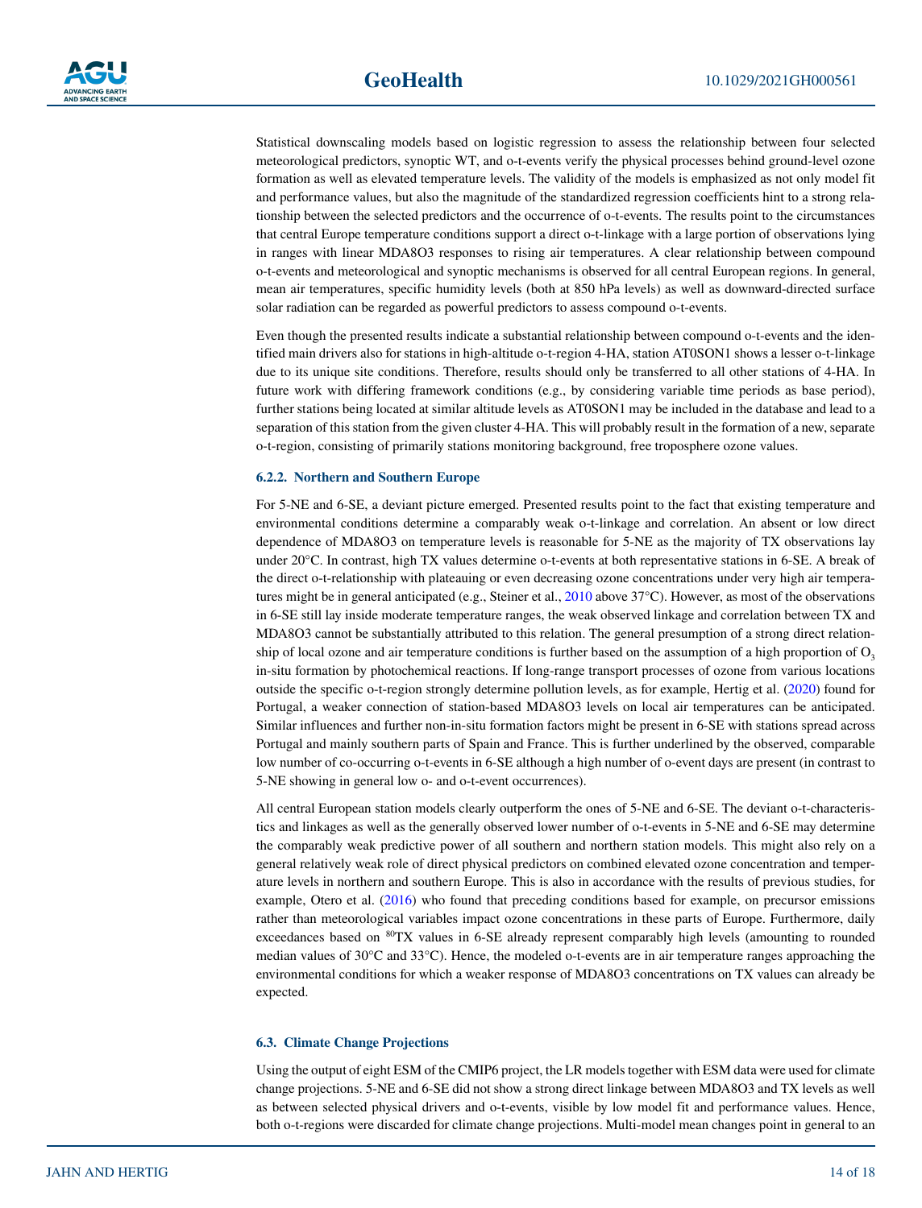Statistical downscaling models based on logistic regression to assess the relationship between four selected meteorological predictors, synoptic WT, and o-t-events verify the physical processes behind ground-level ozone formation as well as elevated temperature levels. The validity of the models is emphasized as not only model fit and performance values, but also the magnitude of the standardized regression coefficients hint to a strong relationship between the selected predictors and the occurrence of o-t-events. The results point to the circumstances that central Europe temperature conditions support a direct o-t-linkage with a large portion of observations lying in ranges with linear MDA8O3 responses to rising air temperatures. A clear relationship between compound o-t-events and meteorological and synoptic mechanisms is observed for all central European regions. In general, mean air temperatures, specific humidity levels (both at 850 hPa levels) as well as downward-directed surface solar radiation can be regarded as powerful predictors to assess compound o-t-events.

Even though the presented results indicate a substantial relationship between compound o-t-events and the identified main drivers also for stations in high-altitude o-t-region 4-HA, station AT0SON1 shows a lesser o-t-linkage due to its unique site conditions. Therefore, results should only be transferred to all other stations of 4-HA. In future work with differing framework conditions (e.g., by considering variable time periods as base period), further stations being located at similar altitude levels as AT0SON1 may be included in the database and lead to a separation of this station from the given cluster 4-HA. This will probably result in the formation of a new, separate o-t-region, consisting of primarily stations monitoring background, free troposphere ozone values.

#### 6.2.2. Northern and Southern Europe

For 5-NE and 6-SE, a deviant picture emerged. Presented results point to the fact that existing temperature and environmental conditions determine a comparably weak o-t-linkage and correlation. An absent or low direct dependence of MDA8O3 on temperature levels is reasonable for 5-NE as the majority of TX observations lay under 20°C. In contrast, high TX values determine o-t-events at both representative stations in 6-SE. A break of the direct o-t-relationship with plateauing or even decreasing ozone concentrations under very high air temperatures might be in general anticipated (e.g., Steiner et al., 2010 above 37°C). However, as most of the observations in 6-SE still lay inside moderate temperature ranges, the weak observed linkage and correlation between TX and MDA8O3 cannot be substantially attributed to this relation. The general presumption of a strong direct relationship of local ozone and air temperature conditions is further based on the assumption of a high proportion of $O_3$ in-situ formation by photochemical reactions. If long-range transport processes of ozone from various locations outside the specific o-t-region strongly determine pollution levels, as for example, Hertig et al. (2020) found for Portugal, a weaker connection of station-based MDA8O3 levels on local air temperatures can be anticipated. Similar influences and further non-in-situ formation factors might be present in 6-SE with stations spread across Portugal and mainly southern parts of Spain and France. This is further underlined by the observed, comparable low number of co-occurring o-t-events in 6-SE although a high number of o-event days are present (in contrast to 5-NE showing in general low o- and o-t-event occurrences).

All central European station models clearly outperform the ones of 5-NE and 6-SE. The deviant o-t-characteristics and linkages as well as the generally observed lower number of o-t-events in 5-NE and 6-SE may determine the comparably weak predictive power of all southern and northern station models. This might also rely on a general relatively weak role of direct physical predictors on combined elevated ozone concentration and temperature levels in northern and southern Europe. This is also in accordance with the results of previous studies, for example, Otero et al. (2016) who found that preceding conditions based for example, on precursor emissions rather than meteorological variables impact ozone concentrations in these parts of Europe. Furthermore, daily exceedances based on $^{80}$TX values in 6-SE already represent comparably high levels (amounting to rounded median values of 30°C and 33°C). Hence, the modeled o-t-events are in air temperature ranges approaching the environmental conditions for which a weaker response of MDA8O3 concentrations on TX values can already be expected.

### 6.3. Climate Change Projections

Using the output of eight ESM of the CMIP6 project, the LR models together with ESM data were used for climate change projections. 5-NE and 6-SE did not show a strong direct linkage between MDA8O3 and TX levels as well as between selected physical drivers and o-t-events, visible by low model fit and performance values. Hence, both o-t-regions were discarded for climate change projections. Multi-model mean changes point in general to an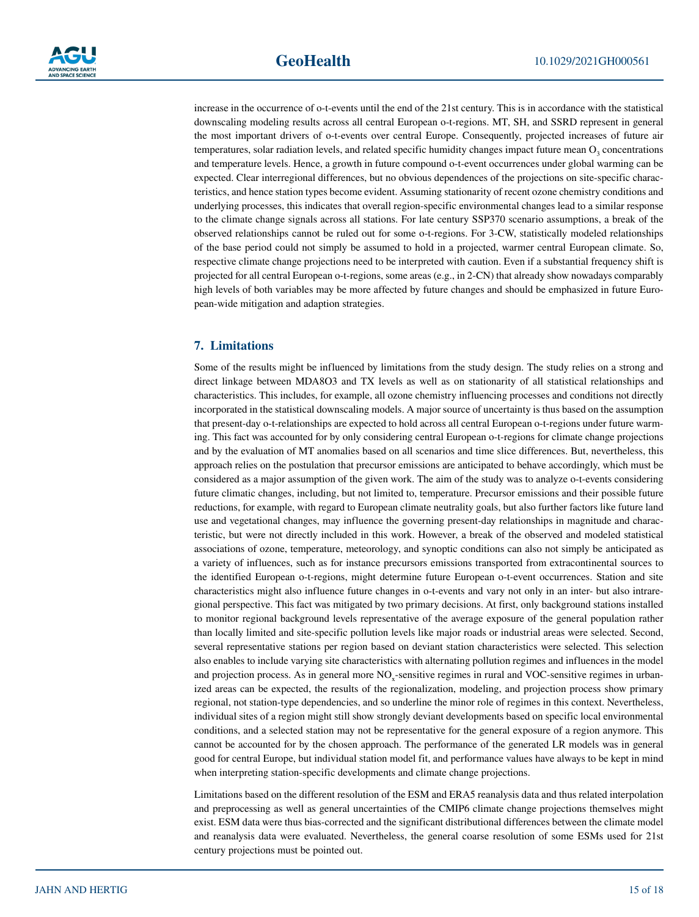increase in the occurrence of o-t-events until the end of the 21st century. This is in accordance with the statistical downscaling modeling results across all central European o-t-regions. MT, SH, and SSRD represent in general the most important drivers of o-t-events over central Europe. Consequently, projected increases of future air temperatures, solar radiation levels, and related specific humidity changes impact future mean $O_3$ concentrations and temperature levels. Hence, a growth in future compound o-t-event occurrences under global warming can be expected. Clear interregional differences, but no obvious dependences of the projections on site-specific characteristics, and hence station types become evident. Assuming stationarity of recent ozone chemistry conditions and underlying processes, this indicates that overall region-specific environmental changes lead to a similar response to the climate change signals across all stations. For late century SSP370 scenario assumptions, a break of the observed relationships cannot be ruled out for some o-t-regions. For 3-CW, statistically modeled relationships of the base period could not simply be assumed to hold in a projected, warmer central European climate. So, respective climate change projections need to be interpreted with caution. Even if a substantial frequency shift is projected for all central European o-t-regions, some areas (e.g., in 2-CN) that already show nowadays comparably high levels of both variables may be more affected by future changes and should be emphasized in future European-wide mitigation and adaption strategies.

## 7. Limitations

Some of the results might be influenced by limitations from the study design. The study relies on a strong and direct linkage between MDA8O3 and TX levels as well as on stationarity of all statistical relationships and characteristics. This includes, for example, all ozone chemistry influencing processes and conditions not directly incorporated in the statistical downscaling models. A major source of uncertainty is thus based on the assumption that present-day o-t-relationships are expected to hold across all central European o-t-regions under future warming. This fact was accounted for by only considering central European o-t-regions for climate change projections and by the evaluation of MT anomalies based on all scenarios and time slice differences. But, nevertheless, this approach relies on the postulation that precursor emissions are anticipated to behave accordingly, which must be considered as a major assumption of the given work. The aim of the study was to analyze o-t-events considering future climatic changes, including, but not limited to, temperature. Precursor emissions and their possible future reductions, for example, with regard to European climate neutrality goals, but also further factors like future land use and vegetational changes, may influence the governing present-day relationships in magnitude and characteristic, but were not directly included in this work. However, a break of the observed and modeled statistical associations of ozone, temperature, meteorology, and synoptic conditions can also not simply be anticipated as a variety of influences, such as for instance precursors emissions transported from extracontinental sources to the identified European o-t-regions, might determine future European o-t-event occurrences. Station and site characteristics might also influence future changes in o-t-events and vary not only in an inter- but also intraregional perspective. This fact was mitigated by two primary decisions. At first, only background stations installed to monitor regional background levels representative of the average exposure of the general population rather than locally limited and site-specific pollution levels like major roads or industrial areas were selected. Second, several representative stations per region based on deviant station characteristics were selected. This selection also enables to include varying site characteristics with alternating pollution regimes and influences in the model and projection process. As in general more $NO_x$-sensitive regimes in rural and VOC-sensitive regimes in urbanized areas can be expected, the results of the regionalization, modeling, and projection process show primary regional, not station-type dependencies, and so underline the minor role of regimes in this context. Nevertheless, individual sites of a region might still show strongly deviant developments based on specific local environmental conditions, and a selected station may not be representative for the general exposure of a region anymore. This cannot be accounted for by the chosen approach. The performance of the generated LR models was in general good for central Europe, but individual station model fit, and performance values have always to be kept in mind when interpreting station-specific developments and climate change projections.

Limitations based on the different resolution of the ESM and ERA5 reanalysis data and thus related interpolation and preprocessing as well as general uncertainties of the CMIP6 climate change projections themselves might exist. ESM data were thus bias-corrected and the significant distributional differences between the climate model and reanalysis data were evaluated. Nevertheless, the general coarse resolution of some ESMs used for 21st century projections must be pointed out.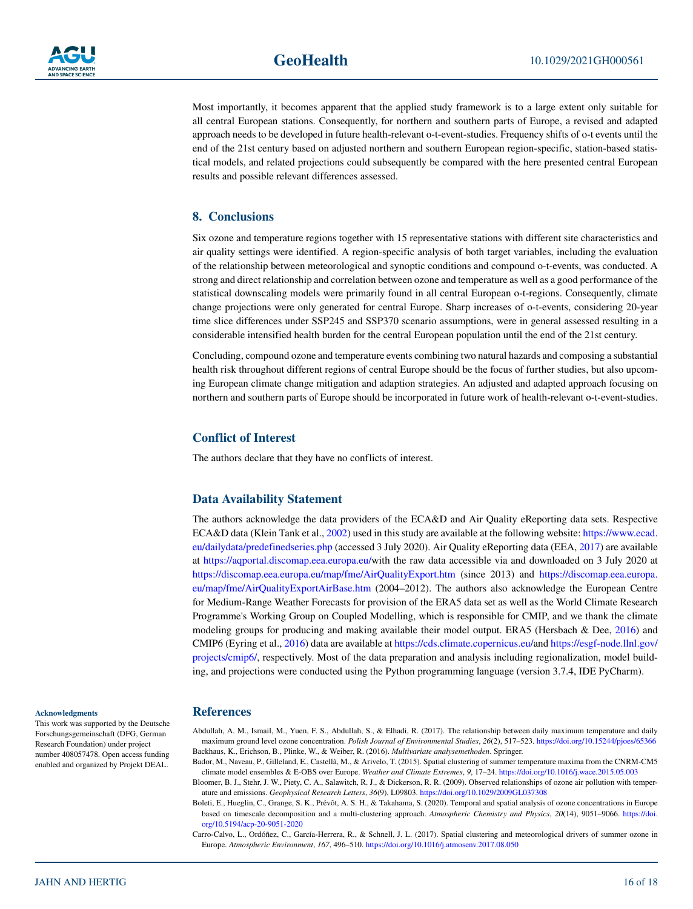Most importantly, it becomes apparent that the applied study framework is to a large extent only suitable for all central European stations. Consequently, for northern and southern parts of Europe, a revised and adapted approach needs to be developed in future health-relevant o-t-event-studies. Frequency shifts of o-t events until the end of the 21st century based on adjusted northern and southern European region-specific, station-based statistical models, and related projections could subsequently be compared with the here presented central European results and possible relevant differences assessed.

## 8. Conclusions

Six ozone and temperature regions together with 15 representative stations with different site characteristics and air quality settings were identified. A region-specific analysis of both target variables, including the evaluation of the relationship between meteorological and synoptic conditions and compound o-t-events, was conducted. A strong and direct relationship and correlation between ozone and temperature as well as a good performance of the statistical downscaling models were primarily found in all central European o-t-regions. Consequently, climate change projections were only generated for central Europe. Sharp increases of o-t-events, considering 20-year time slice differences under SSP245 and SSP370 scenario assumptions, were in general assessed resulting in a considerable intensified health burden for the central European population until the end of the 21st century.

Concluding, compound ozone and temperature events combining two natural hazards and composing a substantial health risk throughout different regions of central Europe should be the focus of further studies, but also upcoming European climate change mitigation and adaption strategies. An adjusted and adapted approach focusing on northern and southern parts of Europe should be incorporated in future work of health-relevant o-t-event-studies.

## Conflict of Interest

The authors declare that they have no conflicts of interest.

## Data Availability Statement

The authors acknowledge the data providers of the ECA&D and Air Quality eReporting data sets. Respective ECA&D data (Klein Tank et al., 2002) used in this study are available at the following website: https://www.ecad.eu/dailydata/predefinedseries.php (accessed 3 July 2020). Air Quality eReporting data (EEA, 2017) are available at https://aqportal.discomap.eea.europa.eu/with the raw data accessible via and downloaded on 3 July 2020 at https://discomap.eea.europa.eu/map/fme/AirQualityExport.htm (since 2013) and https://discomap.eea.europa.eu/map/fme/AirQualityExportAirBase.htm (2004–2012). The authors also acknowledge the European Centre for Medium-Range Weather Forecasts for provision of the ERA5 data set as well as the World Climate Research Programme's Working Group on Coupled Modelling, which is responsible for CMIP, and we thank the climate modeling groups for producing and making available their model output. ERA5 (Hersbach & Dee, 2016) and CMIP6 (Eyring et al., 2016) data are available at https://cds.climate.copernicus.eu/and https://esgf-node.llnl.gov/projects/cmip6/, respectively. Most of the data preparation and analysis including regionalization, model building, and projections were conducted using the Python programming language (version 3.7.4, IDE PyCharm).

### Acknowledgments

This work was supported by the Deutsche Forschungsgemeinschaft (DFG, German Research Foundation) under project number 408057478. Open access funding enabled and organized by Projekt DEAL.

## References

Abdullah, A. M., Ismail, M., Yuen, F. S., Abdullah, S., & Elhadi, R. (2017). The relationship between daily maximum temperature and daily maximum ground level ozone concentration. *Polish Journal of Environmental Studies*, *26*(2), 517–523. https://doi.org/10.15244/pjoes/65366

Backhaus, K., Erichson, B., Plinke, W., & Weiber, R. (2016). *Multivariate analysemethoden*. Springer.

Bador, M., Naveau, P., Gilleland, E., Castellà, M., & Arivelo, T. (2015). Spatial clustering of summer temperature maxima from the CNRM-CM5 climate model ensembles & E-OBS over Europe. *Weather and Climate Extremes*, *9*, 17–24. https://doi.org/10.1016/j.wace.2015.05.003

Bloomer, B. J., Stehr, J. W., Piety, C. A., Salawitch, R. J., & Dickerson, R. R. (2009). Observed relationships of ozone air pollution with temperature and emissions. *Geophysical Research Letters*, *36*(9), L09803. https://doi.org/10.1029/2009GL037308

Boleti, E., Hueglin, C., Grange, S. K., Prévôt, A. S. H., & Takahama, S. (2020). Temporal and spatial analysis of ozone concentrations in Europe based on timescale decomposition and a multi-clustering approach. *Atmospheric Chemistry and Physics*, *20*(14), 9051–9066. https://doi.org/10.5194/acp-20-9051-2020

Carro-Calvo, L., Ordóñez, C., García-Herrera, R., & Schnell, J. L. (2017). Spatial clustering and meteorological drivers of summer ozone in Europe. *Atmospheric Environment*, *167*, 496–510. https://doi.org/10.1016/j.atmosenv.2017.08.050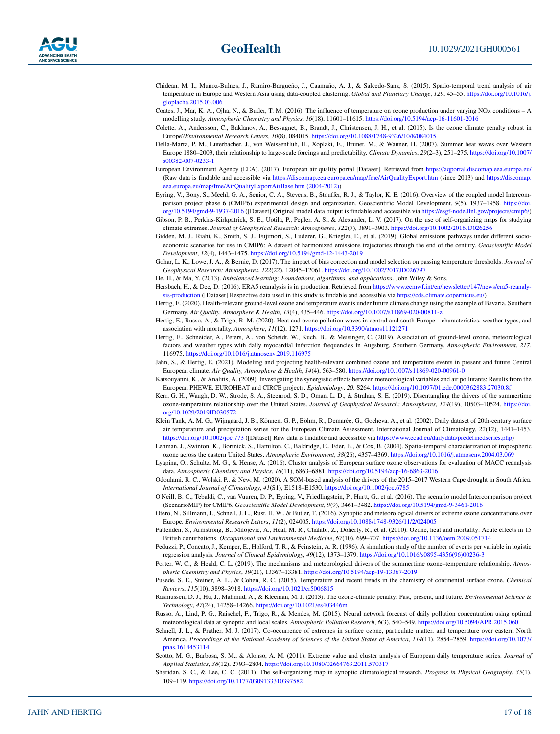Chidean, M. I., Muñoz-Bulnes, J., Ramiro-Bargueño, J., Caamaño, A. J., & Salcedo-Sanz, S. (2015). Spatio-temporal trend analysis of air temperature in Europe and Western Asia using data-coupled clustering. *Global and Planetary Change*, *129*, 45–55. https://doi.org/10.1016/j.gloplacha.2015.03.006

Coates, J., Mar, K. A., Ojha, N., & Butler, T. M. (2016). The influence of temperature on ozone production under varying NOx conditions – A modelling study. *Atmospheric Chemistry and Physics*, *16*(18), 11601–11615. https://doi.org/10.5194/acp-16-11601-2016

Colette, A., Andersson, C., Baklanov, A., Bessagnet, B., Brandt, J., Christensen, J. H., et al. (2015). Is the ozone climate penalty robust in Europe?*Environmental Research Letters*, *10*(8), 084015. https://doi.org/10.1088/1748-9326/10/8/084015

Della-Marta, P. M., Luterbacher, J., von Weissenfluh, H., Xoplaki, E., Brunet, M., & Wanner, H. (2007). Summer heat waves over Western Europe 1880–2003, their relationship to large-scale forcings and predictability. *Climate Dynamics*, *29*(2–3), 251–275. https://doi.org/10.1007/s00382-007-0233-1

European Environment Agency (EEA). (2017). European air quality portal [Dataset]. Retrieved from https://aqportal.discomap.eea.europa.eu/ (Raw data is findable and accessible via https://discomap.eea.europa.eu/map/fme/AirQualityExport.htm (since 2013) and https://discomap.eea.europa.eu/map/fme/AirQualityExportAirBase.htm (2004-2012))

Eyring, V., Bony, S., Meehl, G. A., Senior, C. A., Stevens, B., Stouffer, R. J., & Taylor, K. E. (2016). Overview of the coupled model Intercomparison project phase 6 (CMIP6) experimental design and organization. Geoscientific Model Development, *9*(5), 1937–1958. https://doi.org/10.5194/gmd-9-1937-2016 ([Dataset] Original model data output is findable and accessible via https://esgf-node.llnl.gov/projects/cmip6/)

Gibson, P. B., Perkins-Kirkpatrick, S. E., Uotila, P., Pepler, A. S., & Alexander, L. V. (2017). On the use of self-organizing maps for studying climate extremes. *Journal of Geophysical Research: Atmospheres*, *122*(7), 3891–3903. https://doi.org/10.1002/2016JD026256

Gidden, M. J., Riahi, K., Smith, S. J., Fujimori, S., Luderer, G., Kriegler, E., et al. (2019). Global emissions pathways under different socioeconomic scenarios for use in CMIP6: A dataset of harmonized emissions trajectories through the end of the century. *Geoscientific Model Development*, *12*(4), 1443–1475. https://doi.org/10.5194/gmd-12-1443-2019

Gohar, L. K., Lowe, J. A., & Bernie, D. (2017). The impact of bias correction and model selection on passing temperature thresholds. *Journal of Geophysical Research: Atmospheres*, *122*(22), 12045–12061. https://doi.org/10.1002/2017JD026797

He, H., & Ma, Y. (2013). *Imbalanced learning: Foundations, algorithms, and applications*. John Wiley & Sons.

Hersbach, H., & Dee, D. (2016). ERA5 reanalysis is in production. Retrieved from https://www.ecmwf.int/en/newsletter/147/news/era5-reanalysis-production ([Dataset] Respective data used in this study is findable and accessible via https://cds.climate.copernicus.eu/)

Hertig, E. (2020). Health-relevant ground-level ozone and temperature events under future climate change using the example of Bavaria, Southern Germany. *Air Quality, Atmosphere & Health*, *13*(4), 435–446. https://doi.org/10.1007/s11869-020-00811-z

Hertig, E., Russo, A., & Trigo, R. M. (2020). Heat and ozone pollution waves in central and south Europe—characteristics, weather types, and association with mortality. *Atmosphere*, *11*(12), 1271. https://doi.org/10.3390/atmos11121271

Hertig, E., Schneider, A., Peters, A., von Scheidt, W., Kuch, B., & Meisinger, C. (2019). Association of ground-level ozone, meteorological factors and weather types with daily myocardial infarction frequencies in Augsburg, Southern Germany. *Atmospheric Environment*, *217*, 116975. https://doi.org/10.1016/j.atmosenv.2019.116975

Jahn, S., & Hertig, E. (2021). Modeling and projecting health-relevant combined ozone and temperature events in present and future Central European climate. *Air Quality, Atmosphere & Health*, *14*(4), 563–580. https://doi.org/10.1007/s11869-020-00961-0

Katsouyanni, K., & Analitis, A. (2009). Investigating the synergistic effects between meteorological variables and air pollutants: Results from the European PHEWE, EUROHEAT and CIRCE projects. *Epidemiology*, *20*, S264. https://doi.org/10.1097/01.ede.0000362883.27030.8f

Kerr, G. H., Waugh, D. W., Strode, S. A., Steenrod, S. D., Oman, L. D., & Strahan, S. E. (2019). Disentangling the drivers of the summertime ozone-temperature relationship over the United States. *Journal of Geophysical Research: Atmospheres*, *124*(19), 10503–10524. https://doi.org/10.1029/2019JD030572

Klein Tank, A. M. G., Wijngaard, J. B., Können, G. P., Böhm, R., Demarée, G., Gocheva, A., et al. (2002). Daily dataset of 20th-century surface air temperature and precipitation series for the European Climate Assessment. International Journal of Climatology, *22*(12), 1441–1453. https://doi.org/10.1002/joc.773 ([Dataset] Raw data is findable and accessible via https://www.ecad.eu/dailydata/predefinedseries.php)

Lehman, J., Swinton, K., Bortnick, S., Hamilton, C., Baldridge, E., Eder, B., & Cox, B. (2004). Spatio-temporal characterization of tropospheric ozone across the eastern United States. *Atmospheric Environment*, *38*(26), 4357–4369. https://doi.org/10.1016/j.atmosenv.2004.03.069

Lyapina, O., Schultz, M. G., & Hense, A. (2016). Cluster analysis of European surface ozone observations for evaluation of MACC reanalysis data. *Atmospheric Chemistry and Physics*, *16*(11), 6863–6881. https://doi.org/10.5194/acp-16-6863-2016

Odoulami, R. C., Wolski, P., & New, M. (2020). A SOM-based analysis of the drivers of the 2015–2017 Western Cape drought in South Africa. *International Journal of Climatology*, *41*(S1), E1518–E1530. https://doi.org/10.1002/joc.6785

O'Neill, B. C., Tebaldi, C., van Vuuren, D. P., Eyring, V., Friedlingstein, P., Hurtt, G., et al. (2016). The scenario model Intercomparison project (ScenarioMIP) for CMIP6. *Geoscientific Model Development*, *9*(9), 3461–3482. https://doi.org/10.5194/gmd-9-3461-2016

Otero, N., Sillmann, J., Schnell, J. L., Rust, H. W., & Butler, T. (2016). Synoptic and meteorological drivers of extreme ozone concentrations over Europe. *Environmental Research Letters*, *11*(2), 024005. https://doi.org/10.1088/1748-9326/11/2/024005

Pattenden, S., Armstrong, B., Milojevic, A., Heal, M. R., Chalabi, Z., Doherty, R., et al. (2010). Ozone, heat and mortality: Acute effects in 15 British conurbations. *Occupational and Environmental Medicine*, *67*(10), 699–707. https://doi.org/10.1136/oem.2009.051714

Peduzzi, P., Concato, J., Kemper, E., Holford, T. R., & Feinstein, A. R. (1996). A simulation study of the number of events per variable in logistic regression analysis. *Journal of Clinical Epidemiology*, *49*(12), 1373–1379. https://doi.org/10.1016/s0895-4356(96)00236-3

Porter, W. C., & Heald, C. L. (2019). The mechanisms and meteorological drivers of the summertime ozone–temperature relationship. *Atmospheric Chemistry and Physics*, *19*(21), 13367–13381. https://doi.org/10.5194/acp-19-13367-2019

Pusede, S. E., Steiner, A. L., & Cohen, R. C. (2015). Temperature and recent trends in the chemistry of continental surface ozone. *Chemical Reviews*, *115*(10), 3898–3918. https://doi.org/10.1021/cr5006815

Rasmussen, D. J., Hu, J., Mahmud, A., & Kleeman, M. J. (2013). The ozone-climate penalty: Past, present, and future. *Environmental Science & Technology*, *47*(24), 14258–14266. https://doi.org/10.1021/es403446m

Russo, A., Lind, P. G., Raischel, F., Trigo, R., & Mendes, M. (2015). Neural network forecast of daily pollution concentration using optimal meteorological data at synoptic and local scales. *Atmospheric Pollution Research*, *6*(3), 540–549. https://doi.org/10.5094/APR.2015.060

Schnell, J. L., & Prather, M. J. (2017). Co-occurrence of extremes in surface ozone, particulate matter, and temperature over eastern North America. *Proceedings of the National Academy of Sciences of the United States of America*, *114*(11), 2854–2859. https://doi.org/10.1073/pnas.1614453114

Scotto, M. G., Barbosa, S. M., & Alonso, A. M. (2011). Extreme value and cluster analysis of European daily temperature series. *Journal of Applied Statistics*, *38*(12), 2793–2804. https://doi.org/10.1080/02664763.2011.570317

Sheridan, S. C., & Lee, C. C. (2011). The self-organizing map in synoptic climatological research. *Progress in Physical Geography*, *35*(1), 109–119. https://doi.org/10.1177/0309133310397582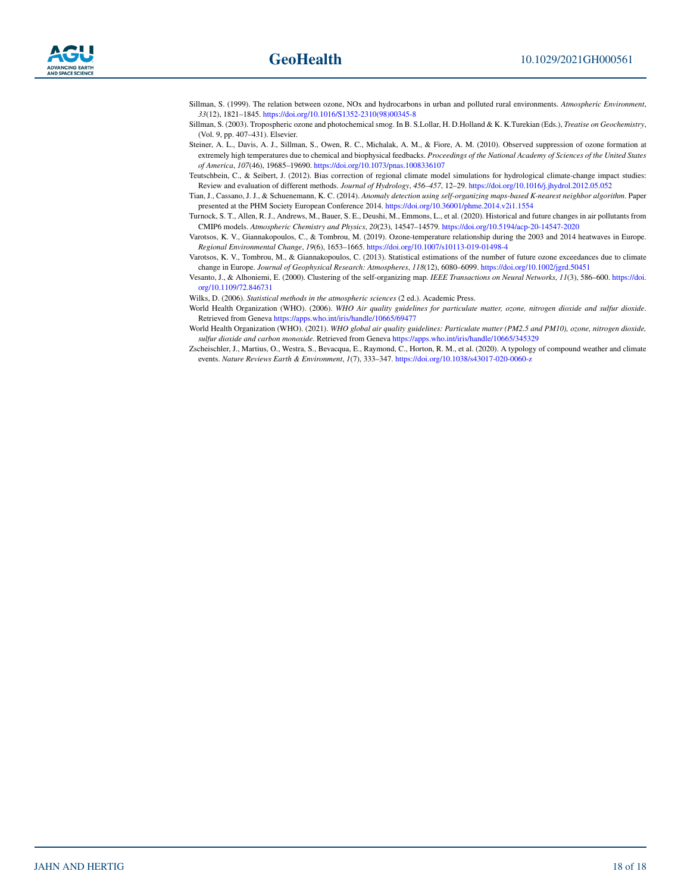Sillman, S. (1999). The relation between ozone, NOx and hydrocarbons in urban and polluted rural environments. *Atmospheric Environment*, *33*(12), 1821–1845. https://doi.org/10.1016/S1352-2310(98)00345-8

Sillman, S. (2003). Tropospheric ozone and photochemical smog. In B. S.Lollar, H. D.Holland & K. K.Turekian (Eds.), *Treatise on Geochemistry*, (Vol. 9, pp. 407–431). Elsevier.

Steiner, A. L., Davis, A. J., Sillman, S., Owen, R. C., Michalak, A. M., & Fiore, A. M. (2010). Observed suppression of ozone formation at extremely high temperatures due to chemical and biophysical feedbacks. *Proceedings of the National Academy of Sciences of the United States of America*, *107*(46), 19685–19690. https://doi.org/10.1073/pnas.1008336107

Teutschbein, C., & Seibert, J. (2012). Bias correction of regional climate model simulations for hydrological climate-change impact studies: Review and evaluation of different methods. *Journal of Hydrology*, *456–457*, 12–29. https://doi.org/10.1016/j.jhydrol.2012.05.052

Tian, J., Cassano, J. J., & Schuenemann, K. C. (2014). *Anomaly detection using self-organizing maps-based K-nearest neighbor algorithm*. Paper presented at the PHM Society European Conference 2014. https://doi.org/10.36001/phme.2014.v2i1.1554

Turnock, S. T., Allen, R. J., Andrews, M., Bauer, S. E., Deushi, M., Emmons, L., et al. (2020). Historical and future changes in air pollutants from CMIP6 models. *Atmospheric Chemistry and Physics*, *20*(23), 14547–14579. https://doi.org/10.5194/acp-20-14547-2020

Varotsos, K. V., Giannakopoulos, C., & Tombrou, M. (2019). Ozone-temperature relationship during the 2003 and 2014 heatwaves in Europe. *Regional Environmental Change*, *19*(6), 1653–1665. https://doi.org/10.1007/s10113-019-01498-4

Varotsos, K. V., Tombrou, M., & Giannakopoulos, C. (2013). Statistical estimations of the number of future ozone exceedances due to climate change in Europe. *Journal of Geophysical Research: Atmospheres*, *118*(12), 6080–6099. https://doi.org/10.1002/jgrd.50451

Vesanto, J., & Alhoniemi, E. (2000). Clustering of the self-organizing map. *IEEE Transactions on Neural Networks*, *11*(3), 586–600. https://doi.org/10.1109/72.846731

Wilks, D. (2006). *Statistical methods in the atmospheric sciences* (2 ed.). Academic Press.

World Health Organization (WHO). (2006). *WHO Air quality guidelines for particulate matter, ozone, nitrogen dioxide and sulfur dioxide*. Retrieved from Geneva https://apps.who.int/iris/handle/10665/69477

World Health Organization (WHO). (2021). *WHO global air quality guidelines: Particulate matter (PM2.5 and PM10), ozone, nitrogen dioxide, sulfur dioxide and carbon monoxide*. Retrieved from Geneva https://apps.who.int/iris/handle/10665/345329

Zscheischler, J., Martius, O., Westra, S., Bevacqua, E., Raymond, C., Horton, R. M., et al. (2020). A typology of compound weather and climate events. *Nature Reviews Earth & Environment*, *1*(7), 333–347. https://doi.org/10.1038/s43017-020-0060-z